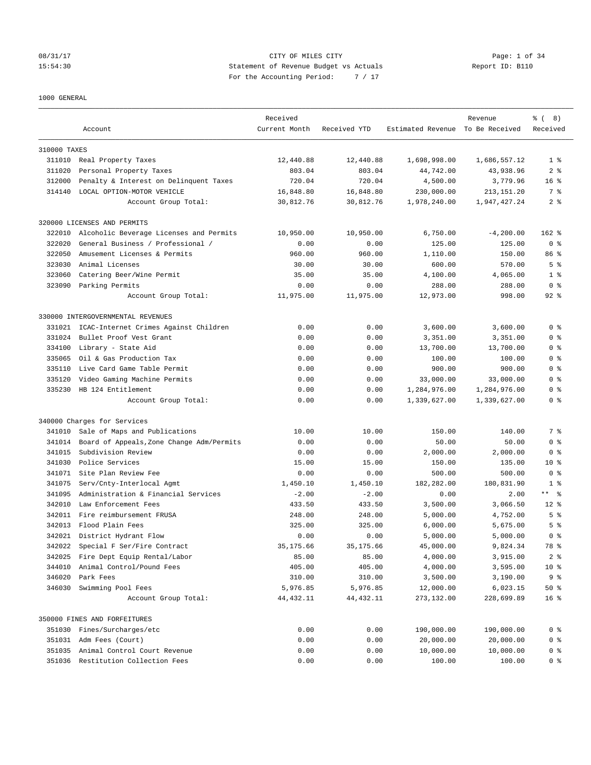CITY OF MILES CITY
Statement of Revenue Budget vs Actuals
For the Accounting Period: 7 / 17

08/31/17
15:54:30

Report ID: B110

1000 GENERAL

| Account | | Received Current Month | Received YTD | Estimated Revenue | Revenue To Be Received | % ( 8) Received |
|---|---|---|---|---|---|---|
| 310000 TAXES | | | | | | |
| 311010 | Real Property Taxes | 12,440.88 | 12,440.88 | 1,698,998.00 | 1,686,557.12 | 1 % |
| 311020 | Personal Property Taxes | 803.04 | 803.04 | 44,742.00 | 43,938.96 | 2 % |
| 312000 | Penalty & Interest on Delinquent Taxes | 720.04 | 720.04 | 4,500.00 | 3,779.96 | 16 % |
| 314140 | LOCAL OPTION-MOTOR VEHICLE | 16,848.80 | 16,848.80 | 230,000.00 | 213,151.20 | 7 % |
| | Account Group Total: | 30,812.76 | 30,812.76 | 1,978,240.00 | 1,947,427.24 | 2 % |
| 320000 LICENSES AND PERMITS | | | | | | |
| 322010 | Alcoholic Beverage Licenses and Permits | 10,950.00 | 10,950.00 | 6,750.00 | -4,200.00 | 162 % |
| 322020 | General Business / Professional / | 0.00 | 0.00 | 125.00 | 125.00 | 0 % |
| 322050 | Amusement Licenses & Permits | 960.00 | 960.00 | 1,110.00 | 150.00 | 86 % |
| 323030 | Animal Licenses | 30.00 | 30.00 | 600.00 | 570.00 | 5 % |
| 323060 | Catering Beer/Wine Permit | 35.00 | 35.00 | 4,100.00 | 4,065.00 | 1 % |
| 323090 | Parking Permits | 0.00 | 0.00 | 288.00 | 288.00 | 0 % |
| | Account Group Total: | 11,975.00 | 11,975.00 | 12,973.00 | 998.00 | 92 % |
| 330000 INTERGOVERNMENTAL REVENUES | | | | | | |
| 331021 | ICAC-Internet Crimes Against Children | 0.00 | 0.00 | 3,600.00 | 3,600.00 | 0 % |
| 331024 | Bullet Proof Vest Grant | 0.00 | 0.00 | 3,351.00 | 3,351.00 | 0 % |
| 334100 | Library - State Aid | 0.00 | 0.00 | 13,700.00 | 13,700.00 | 0 % |
| 335065 | Oil & Gas Production Tax | 0.00 | 0.00 | 100.00 | 100.00 | 0 % |
| 335110 | Live Card Game Table Permit | 0.00 | 0.00 | 900.00 | 900.00 | 0 % |
| 335120 | Video Gaming Machine Permits | 0.00 | 0.00 | 33,000.00 | 33,000.00 | 0 % |
| 335230 | HB 124 Entitlement | 0.00 | 0.00 | 1,284,976.00 | 1,284,976.00 | 0 % |
| | Account Group Total: | 0.00 | 0.00 | 1,339,627.00 | 1,339,627.00 | 0 % |
| 340000 Charges for Services | | | | | | |
| 341010 | Sale of Maps and Publications | 10.00 | 10.00 | 150.00 | 140.00 | 7 % |
| 341014 | Board of Appeals,Zone Change Adm/Permits | 0.00 | 0.00 | 50.00 | 50.00 | 0 % |
| 341015 | Subdivision Review | 0.00 | 0.00 | 2,000.00 | 2,000.00 | 0 % |
| 341030 | Police Services | 15.00 | 15.00 | 150.00 | 135.00 | 10 % |
| 341071 | Site Plan Review Fee | 0.00 | 0.00 | 500.00 | 500.00 | 0 % |
| 341075 | Serv/Cnty-Interlocal Agmt | 1,450.10 | 1,450.10 | 182,282.00 | 180,831.90 | 1 % |
| 341095 | Administration & Financial Services | -2.00 | -2.00 | 0.00 | 2.00 | ** % |
| 342010 | Law Enforcement Fees | 433.50 | 433.50 | 3,500.00 | 3,066.50 | 12 % |
| 342011 | Fire reimbursement FRUSA | 248.00 | 248.00 | 5,000.00 | 4,752.00 | 5 % |
| 342013 | Flood Plain Fees | 325.00 | 325.00 | 6,000.00 | 5,675.00 | 5 % |
| 342021 | District Hydrant Flow | 0.00 | 0.00 | 5,000.00 | 5,000.00 | 0 % |
| 342022 | Special F Ser/Fire Contract | 35,175.66 | 35,175.66 | 45,000.00 | 9,824.34 | 78 % |
| 342025 | Fire Dept Equip Rental/Labor | 85.00 | 85.00 | 4,000.00 | 3,915.00 | 2 % |
| 344010 | Animal Control/Pound Fees | 405.00 | 405.00 | 4,000.00 | 3,595.00 | 10 % |
| 346020 | Park Fees | 310.00 | 310.00 | 3,500.00 | 3,190.00 | 9 % |
| 346030 | Swimming Pool Fees | 5,976.85 | 5,976.85 | 12,000.00 | 6,023.15 | 50 % |
| | Account Group Total: | 44,432.11 | 44,432.11 | 273,132.00 | 228,699.89 | 16 % |
| 350000 FINES AND FORFEITURES | | | | | | |
| 351030 | Fines/Surcharges/etc | 0.00 | 0.00 | 190,000.00 | 190,000.00 | 0 % |
| 351031 | Adm Fees (Court) | 0.00 | 0.00 | 20,000.00 | 20,000.00 | 0 % |
| 351035 | Animal Control Court Revenue | 0.00 | 0.00 | 10,000.00 | 10,000.00 | 0 % |
| 351036 | Restitution Collection Fees | 0.00 | 0.00 | 100.00 | 100.00 | 0 % |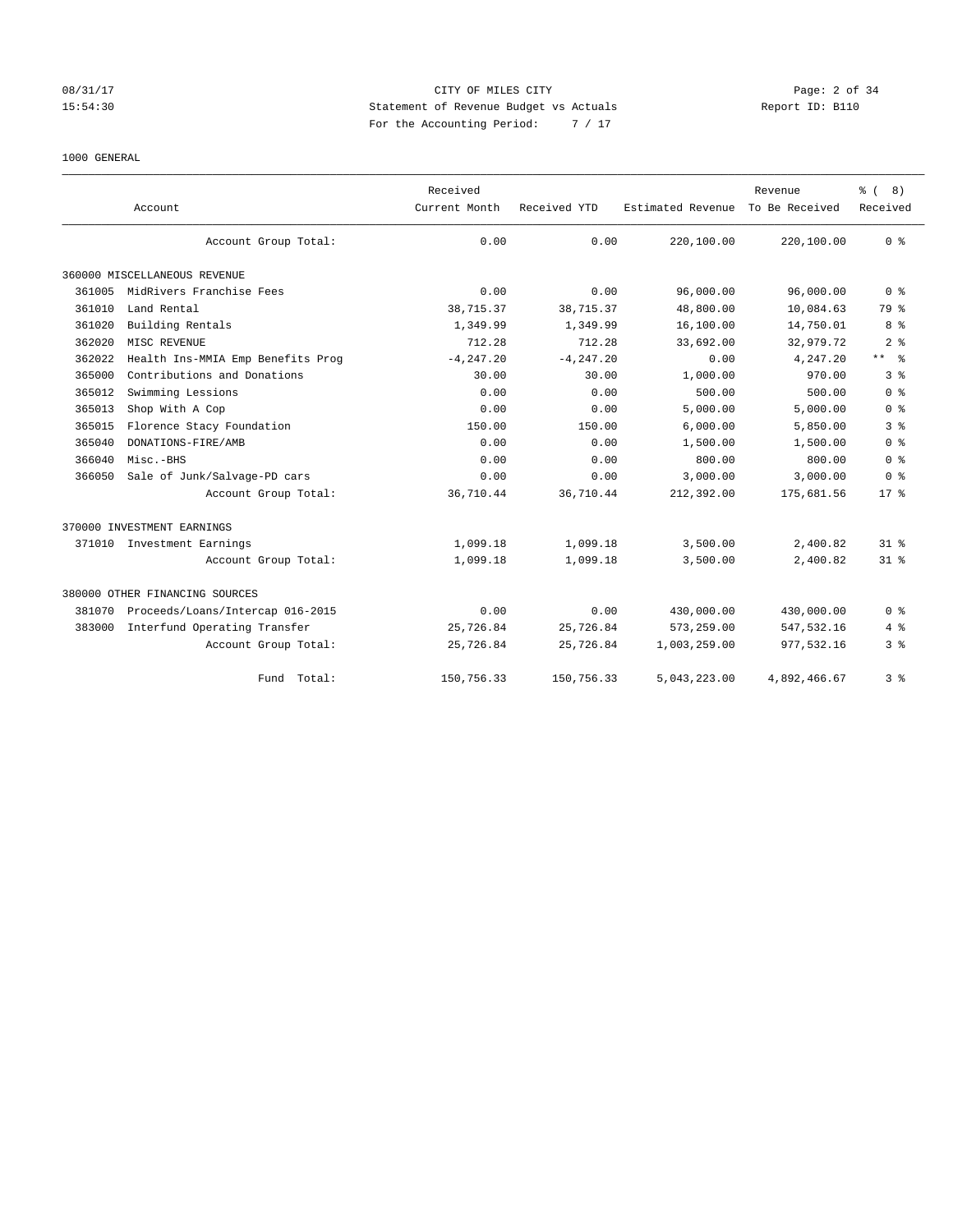CITY OF MILES CITY
Statement of Revenue Budget vs Actuals
For the Accounting Period: 7 / 17

1000 GENERAL

| Account | | Received Current Month | Received YTD | Estimated Revenue | Revenue To Be Received | % ( 8) Received |
|---|---|---|---|---|---|---|
| | Account Group Total: | 0.00 | 0.00 | 220,100.00 | 220,100.00 | 0 % |
| 360000 MISCELLANEOUS REVENUE | | | | | | |
| 361005 | MidRivers Franchise Fees | 0.00 | 0.00 | 96,000.00 | 96,000.00 | 0 % |
| 361010 | Land Rental | 38,715.37 | 38,715.37 | 48,800.00 | 10,084.63 | 79 % |
| 361020 | Building Rentals | 1,349.99 | 1,349.99 | 16,100.00 | 14,750.01 | 8 % |
| 362020 | MISC REVENUE | 712.28 | 712.28 | 33,692.00 | 32,979.72 | 2 % |
| 362022 | Health Ins-MMIA Emp Benefits Prog | -4,247.20 | -4,247.20 | 0.00 | 4,247.20 | ** % |
| 365000 | Contributions and Donations | 30.00 | 30.00 | 1,000.00 | 970.00 | 3 % |
| 365012 | Swimming Lessions | 0.00 | 0.00 | 500.00 | 500.00 | 0 % |
| 365013 | Shop With A Cop | 0.00 | 0.00 | 5,000.00 | 5,000.00 | 0 % |
| 365015 | Florence Stacy Foundation | 150.00 | 150.00 | 6,000.00 | 5,850.00 | 3 % |
| 365040 | DONATIONS-FIRE/AMB | 0.00 | 0.00 | 1,500.00 | 1,500.00 | 0 % |
| 366040 | Misc.-BHS | 0.00 | 0.00 | 800.00 | 800.00 | 0 % |
| 366050 | Sale of Junk/Salvage-PD cars | 0.00 | 0.00 | 3,000.00 | 3,000.00 | 0 % |
| | Account Group Total: | 36,710.44 | 36,710.44 | 212,392.00 | 175,681.56 | 17 % |
| 370000 INVESTMENT EARNINGS | | | | | | |
| 371010 | Investment Earnings | 1,099.18 | 1,099.18 | 3,500.00 | 2,400.82 | 31 % |
| | Account Group Total: | 1,099.18 | 1,099.18 | 3,500.00 | 2,400.82 | 31 % |
| 380000 OTHER FINANCING SOURCES | | | | | | |
| 381070 | Proceeds/Loans/Intercap 016-2015 | 0.00 | 0.00 | 430,000.00 | 430,000.00 | 0 % |
| 383000 | Interfund Operating Transfer | 25,726.84 | 25,726.84 | 573,259.00 | 547,532.16 | 4 % |
| | Account Group Total: | 25,726.84 | 25,726.84 | 1,003,259.00 | 977,532.16 | 3 % |
| | Fund Total: | 150,756.33 | 150,756.33 | 5,043,223.00 | 4,892,466.67 | 3 % |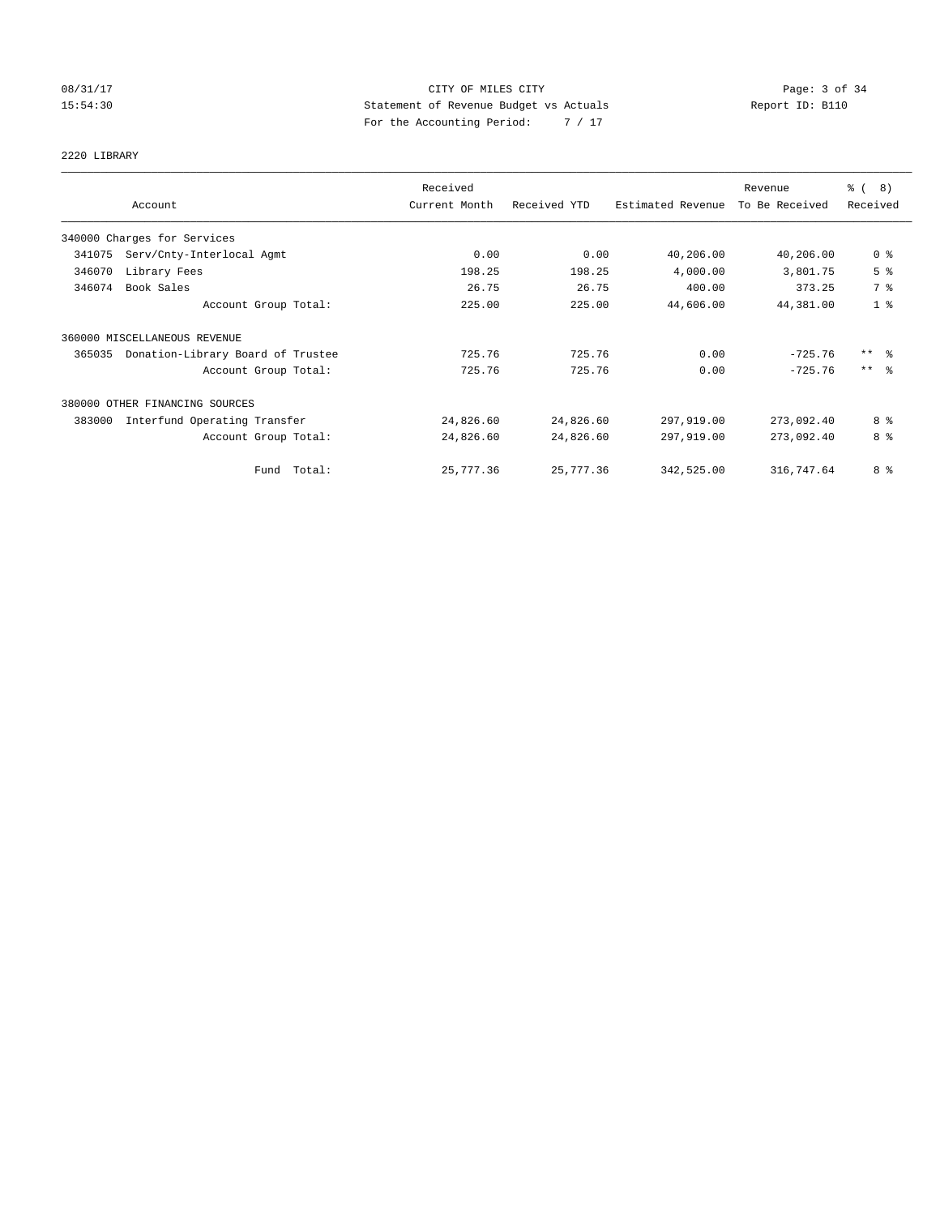CITY OF MILES CITY

Statement of Revenue Budget vs Actuals

For the Accounting Period: 7 / 17

08/31/17 15:54:30 Report ID: B110

2220 LIBRARY

| Account | Received Current Month | Received YTD | Estimated Revenue | Revenue To Be Received | % ( 8) Received |
|---|---|---|---|---|---|
| 340000 Charges for Services | | | | | |
| 341075 Serv/Cnty-Interlocal Agmt | 0.00 | 0.00 | 40,206.00 | 40,206.00 | 0 % |
| 346070 Library Fees | 198.25 | 198.25 | 4,000.00 | 3,801.75 | 5 % |
| 346074 Book Sales | 26.75 | 26.75 | 400.00 | 373.25 | 7 % |
| Account Group Total: | 225.00 | 225.00 | 44,606.00 | 44,381.00 | 1 % |
| 360000 MISCELLANEOUS REVENUE | | | | | |
| 365035 Donation-Library Board of Trustee | 725.76 | 725.76 | 0.00 | -725.76 | ** % |
| Account Group Total: | 725.76 | 725.76 | 0.00 | -725.76 | ** % |
| 380000 OTHER FINANCING SOURCES | | | | | |
| 383000 Interfund Operating Transfer | 24,826.60 | 24,826.60 | 297,919.00 | 273,092.40 | 8 % |
| Account Group Total: | 24,826.60 | 24,826.60 | 297,919.00 | 273,092.40 | 8 % |
| Fund Total: | 25,777.36 | 25,777.36 | 342,525.00 | 316,747.64 | 8 % |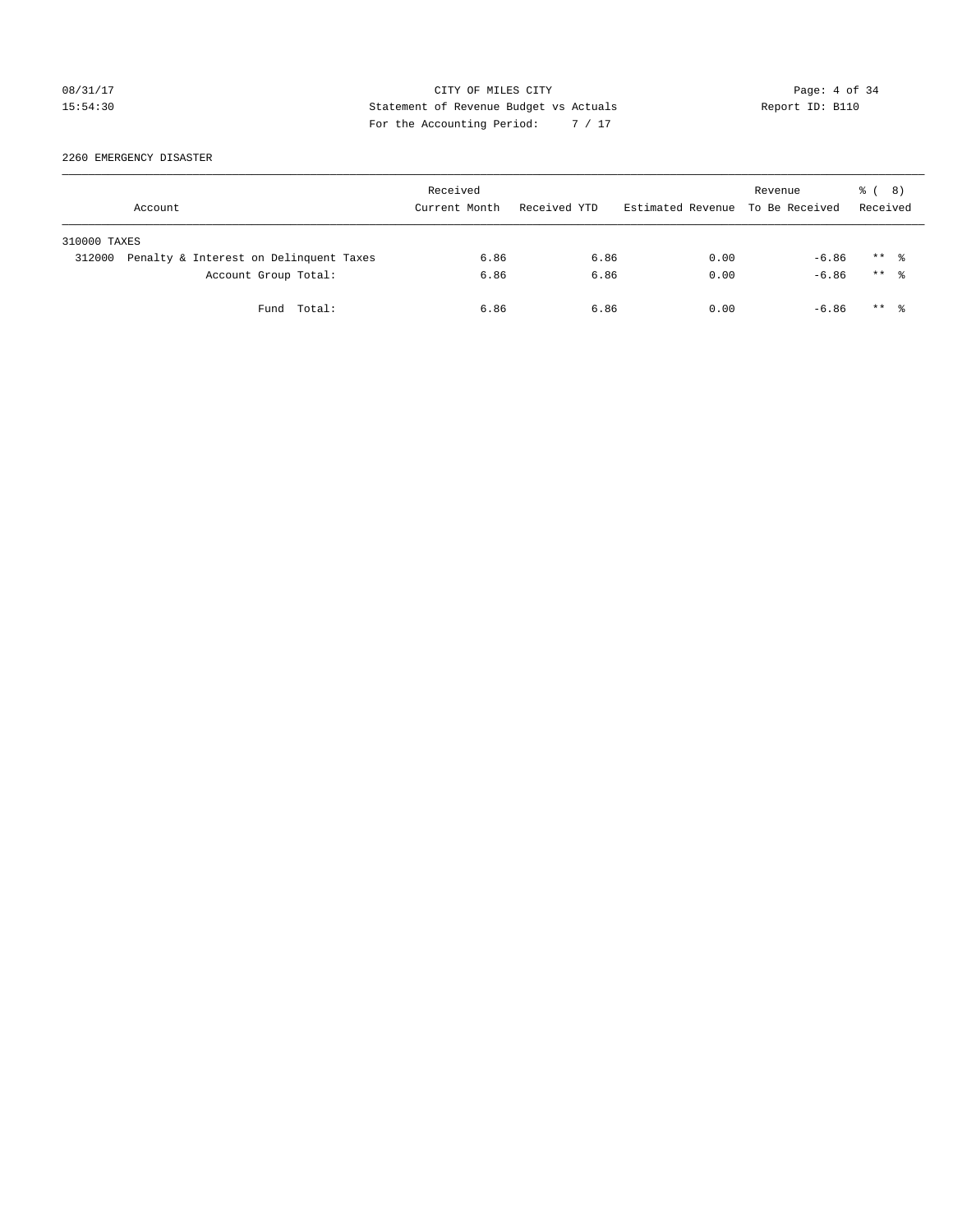CITY OF MILES CITY
Statement of Revenue Budget vs Actuals
For the Accounting Period: 7 / 17

08/31/17
15:54:30

Report ID: B110

2260 EMERGENCY DISASTER

| Account | Received Current Month | Received YTD | Estimated Revenue | Revenue To Be Received | % ( 8) Received |
|---|---|---|---|---|---|
| 310000 TAXES | | | | | |
| 312000 Penalty & Interest on Delinquent Taxes | 6.86 | 6.86 | 0.00 | -6.86 | ** % |
| Account Group Total: | 6.86 | 6.86 | 0.00 | -6.86 | ** % |
| Fund Total: | 6.86 | 6.86 | 0.00 | -6.86 | ** % |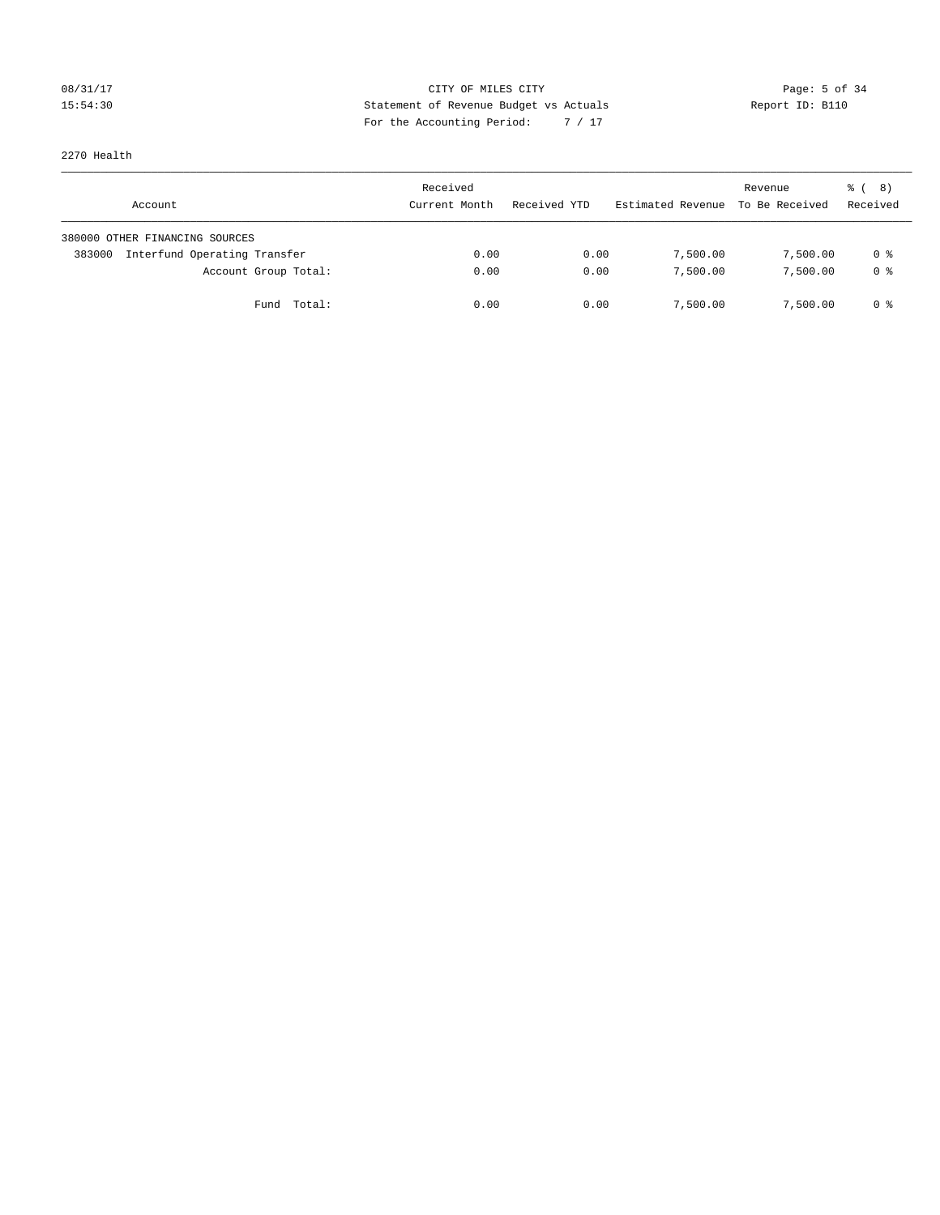CITY OF MILES CITY
Statement of Revenue Budget vs Actuals
For the Accounting Period: 7 / 17

08/31/17
15:54:30

Report ID: B110

2270 Health

| Account | Received Current Month | Received YTD | Estimated Revenue | Revenue To Be Received | % ( 8) Received |
|---|---|---|---|---|---|
| 380000 OTHER FINANCING SOURCES | | | | | |
| 383000 Interfund Operating Transfer | 0.00 | 0.00 | 7,500.00 | 7,500.00 | 0 % |
| Account Group Total: | 0.00 | 0.00 | 7,500.00 | 7,500.00 | 0 % |
| Fund Total: | 0.00 | 0.00 | 7,500.00 | 7,500.00 | 0 % |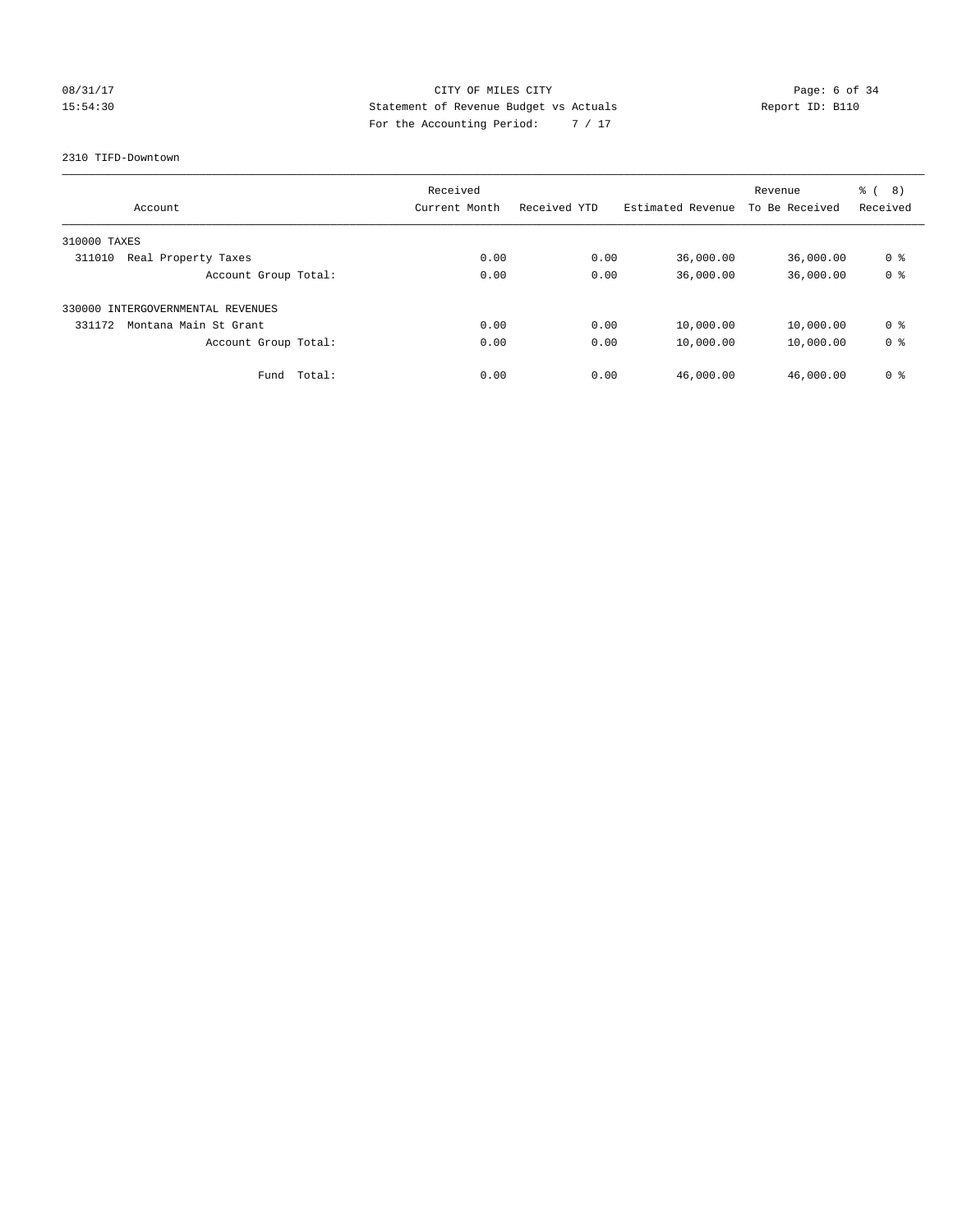CITY OF MILES CITY
Statement of Revenue Budget vs Actuals
For the Accounting Period: 7 / 17

08/31/17
15:54:30

Report ID: B110

2310 TIFD-Downtown

| Account | Received Current Month | Received YTD | Estimated Revenue | Revenue To Be Received | % ( 8) Received |
|---|---|---|---|---|---|
| 310000 TAXES | | | | | |
| 311010 Real Property Taxes | 0.00 | 0.00 | 36,000.00 | 36,000.00 | 0 % |
| Account Group Total: | 0.00 | 0.00 | 36,000.00 | 36,000.00 | 0 % |
| 330000 INTERGOVERNMENTAL REVENUES | | | | | |
| 331172 Montana Main St Grant | 0.00 | 0.00 | 10,000.00 | 10,000.00 | 0 % |
| Account Group Total: | 0.00 | 0.00 | 10,000.00 | 10,000.00 | 0 % |
| Fund Total: | 0.00 | 0.00 | 46,000.00 | 46,000.00 | 0 % |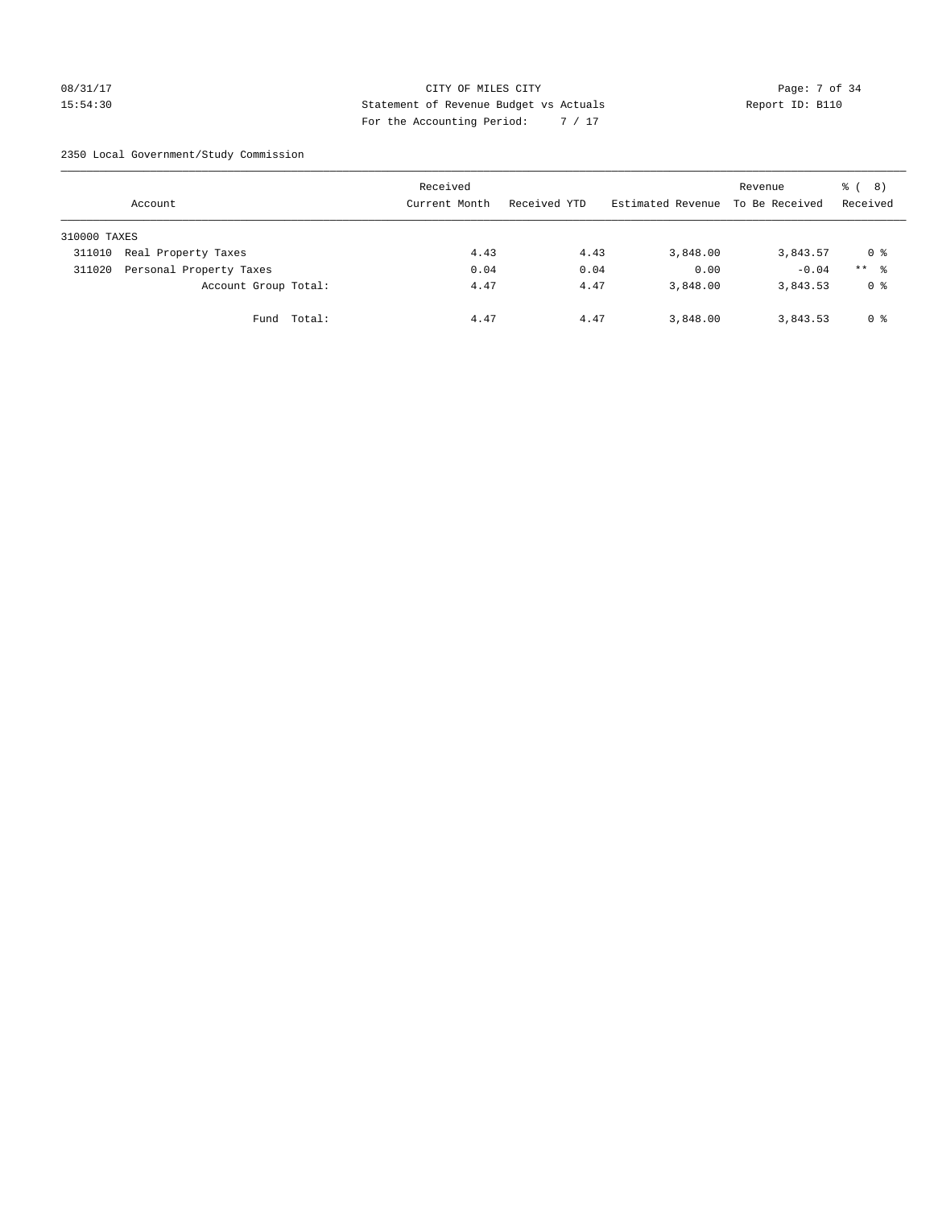CITY OF MILES CITY
Statement of Revenue Budget vs Actuals
For the Accounting Period: 7 / 17

08/31/17
15:54:30

Report ID: B110

2350 Local Government/Study Commission

| Account | Received Current Month | Received YTD | Estimated Revenue | Revenue To Be Received | % ( 8) Received |
|---|---|---|---|---|---|
| 310000 TAXES | | | | | |
| 311010 Real Property Taxes | 4.43 | 4.43 | 3,848.00 | 3,843.57 | 0 % |
| 311020 Personal Property Taxes | 0.04 | 0.04 | 0.00 | -0.04 | ** % |
| Account Group Total: | 4.47 | 4.47 | 3,848.00 | 3,843.53 | 0 % |
| Fund Total: | 4.47 | 4.47 | 3,848.00 | 3,843.53 | 0 % |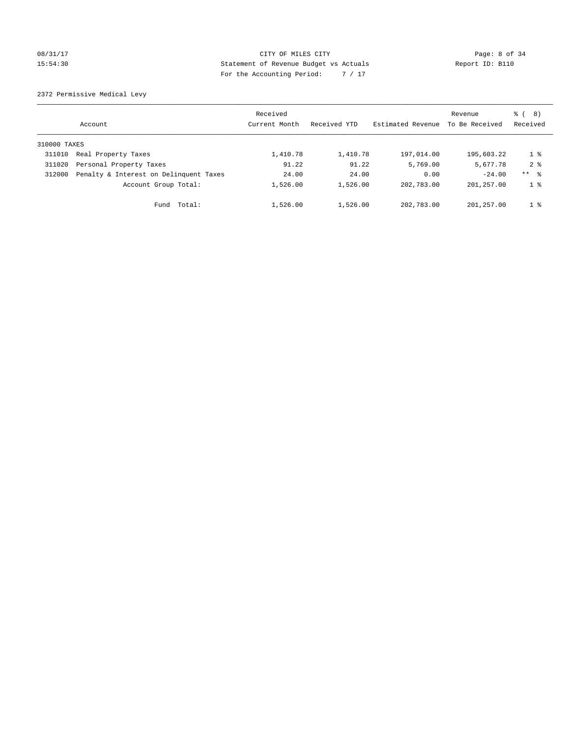CITY OF MILES CITY
Statement of Revenue Budget vs Actuals
For the Accounting Period: 7 / 17

08/31/17
15:54:30

Report ID: B110

2372 Permissive Medical Levy

| Account | | Received Current Month | Received YTD | Estimated Revenue | Revenue To Be Received | % ( 8) Received |
|---|---|---|---|---|---|---|
| 310000 TAXES | | | | | | |
| 311010 | Real Property Taxes | 1,410.78 | 1,410.78 | 197,014.00 | 195,603.22 | 1 % |
| 311020 | Personal Property Taxes | 91.22 | 91.22 | 5,769.00 | 5,677.78 | 2 % |
| 312000 | Penalty & Interest on Delinquent Taxes | 24.00 | 24.00 | 0.00 | -24.00 | ** % |
| | Account Group Total: | 1,526.00 | 1,526.00 | 202,783.00 | 201,257.00 | 1 % |
| | Fund Total: | 1,526.00 | 1,526.00 | 202,783.00 | 201,257.00 | 1 % |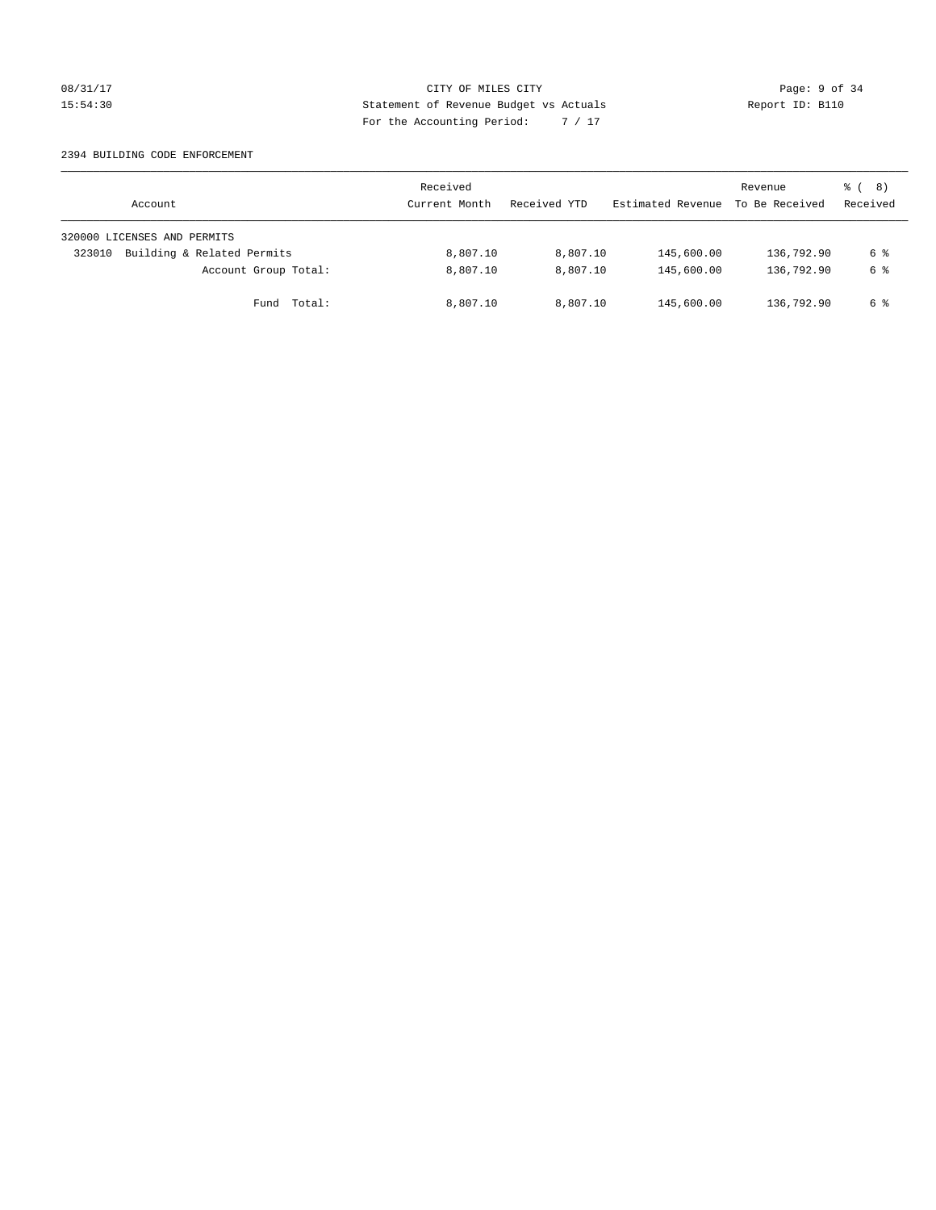CITY OF MILES CITY
Statement of Revenue Budget vs Actuals
For the Accounting Period: 7 / 17

08/31/17
15:54:30

Report ID: B110

## 2394 BUILDING CODE ENFORCEMENT

| Account | Received Current Month | Received YTD | Estimated Revenue | Revenue To Be Received | % ( 8) Received |
|---|---|---|---|---|---|
| 320000 LICENSES AND PERMITS | | | | | |
| 323010 Building & Related Permits | 8,807.10 | 8,807.10 | 145,600.00 | 136,792.90 | 6 % |
| Account Group Total: | 8,807.10 | 8,807.10 | 145,600.00 | 136,792.90 | 6 % |
| Fund Total: | 8,807.10 | 8,807.10 | 145,600.00 | 136,792.90 | 6 % |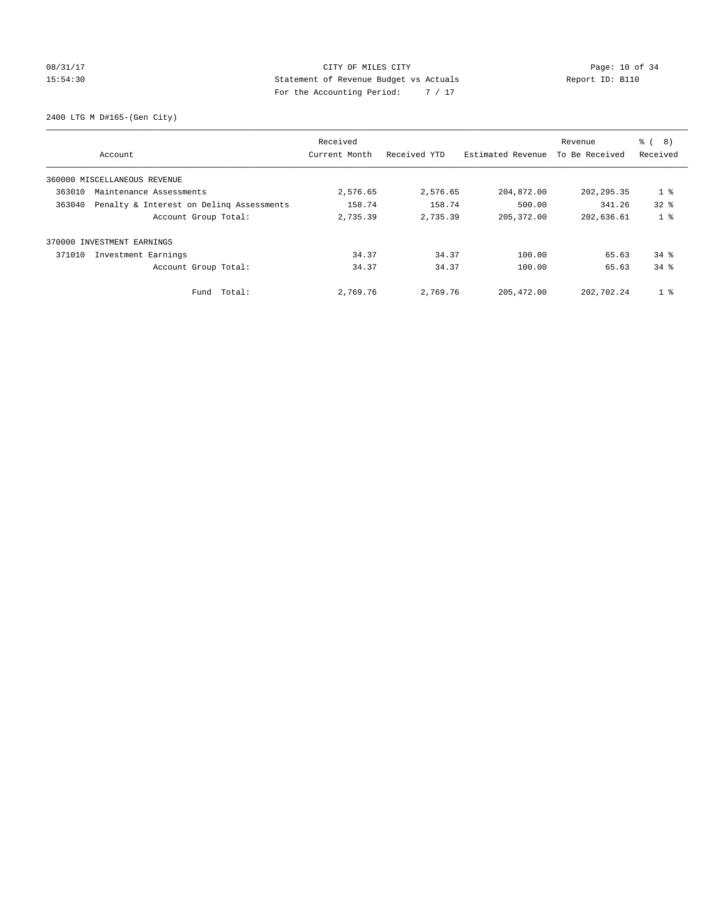CITY OF MILES CITY
Statement of Revenue Budget vs Actuals
For the Accounting Period: 7 / 17

08/31/17
15:54:30

Report ID: B110

2400 LTG M D#165-(Gen City)

| Account | | Received Current Month | Received YTD | Estimated Revenue | Revenue To Be Received | % ( 8) Received |
|---|---|---|---|---|---|---|
| 360000 MISCELLANEOUS REVENUE | | | | | | |
| 363010 | Maintenance Assessments | 2,576.65 | 2,576.65 | 204,872.00 | 202,295.35 | 1 % |
| 363040 | Penalty & Interest on Delinq Assessments | 158.74 | 158.74 | 500.00 | 341.26 | 32 % |
| | Account Group Total: | 2,735.39 | 2,735.39 | 205,372.00 | 202,636.61 | 1 % |
| 370000 INVESTMENT EARNINGS | | | | | | |
| 371010 | Investment Earnings | 34.37 | 34.37 | 100.00 | 65.63 | 34 % |
| | Account Group Total: | 34.37 | 34.37 | 100.00 | 65.63 | 34 % |
| | Fund Total: | 2,769.76 | 2,769.76 | 205,472.00 | 202,702.24 | 1 % |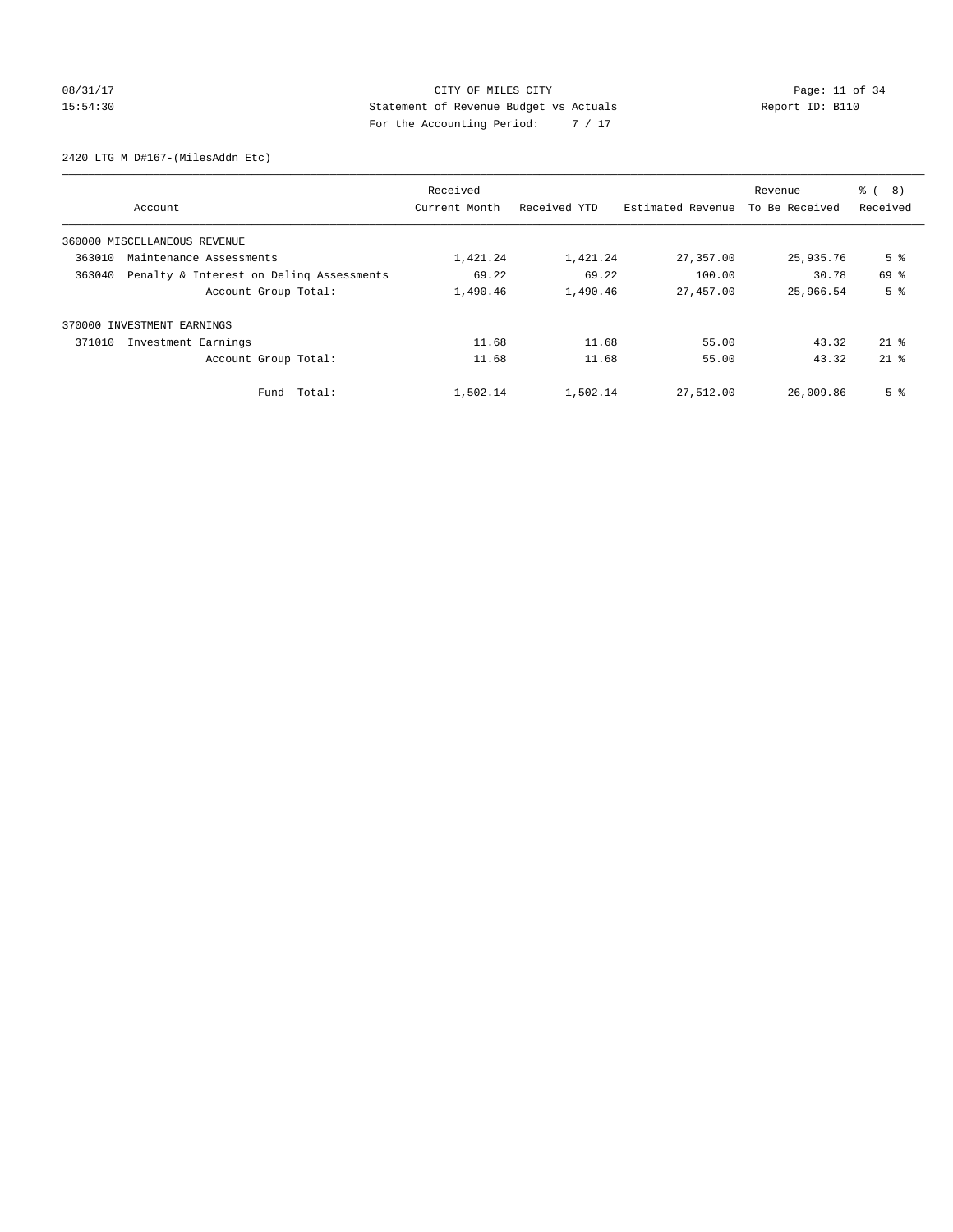CITY OF MILES CITY
Statement of Revenue Budget vs Actuals
For the Accounting Period: 7 / 17

08/31/17
15:54:30

Report ID: B110

2420 LTG M D#167-(MilesAddn Etc)

| Account | Received Current Month | Received YTD | Estimated Revenue | Revenue To Be Received | % ( 8) Received |
|---|---|---|---|---|---|
| 360000 MISCELLANEOUS REVENUE | | | | | |
| 363010 Maintenance Assessments | 1,421.24 | 1,421.24 | 27,357.00 | 25,935.76 | 5 % |
| 363040 Penalty & Interest on Delinq Assessments | 69.22 | 69.22 | 100.00 | 30.78 | 69 % |
| Account Group Total: | 1,490.46 | 1,490.46 | 27,457.00 | 25,966.54 | 5 % |
| 370000 INVESTMENT EARNINGS | | | | | |
| 371010 Investment Earnings | 11.68 | 11.68 | 55.00 | 43.32 | 21 % |
| Account Group Total: | 11.68 | 11.68 | 55.00 | 43.32 | 21 % |
| Fund Total: | 1,502.14 | 1,502.14 | 27,512.00 | 26,009.86 | 5 % |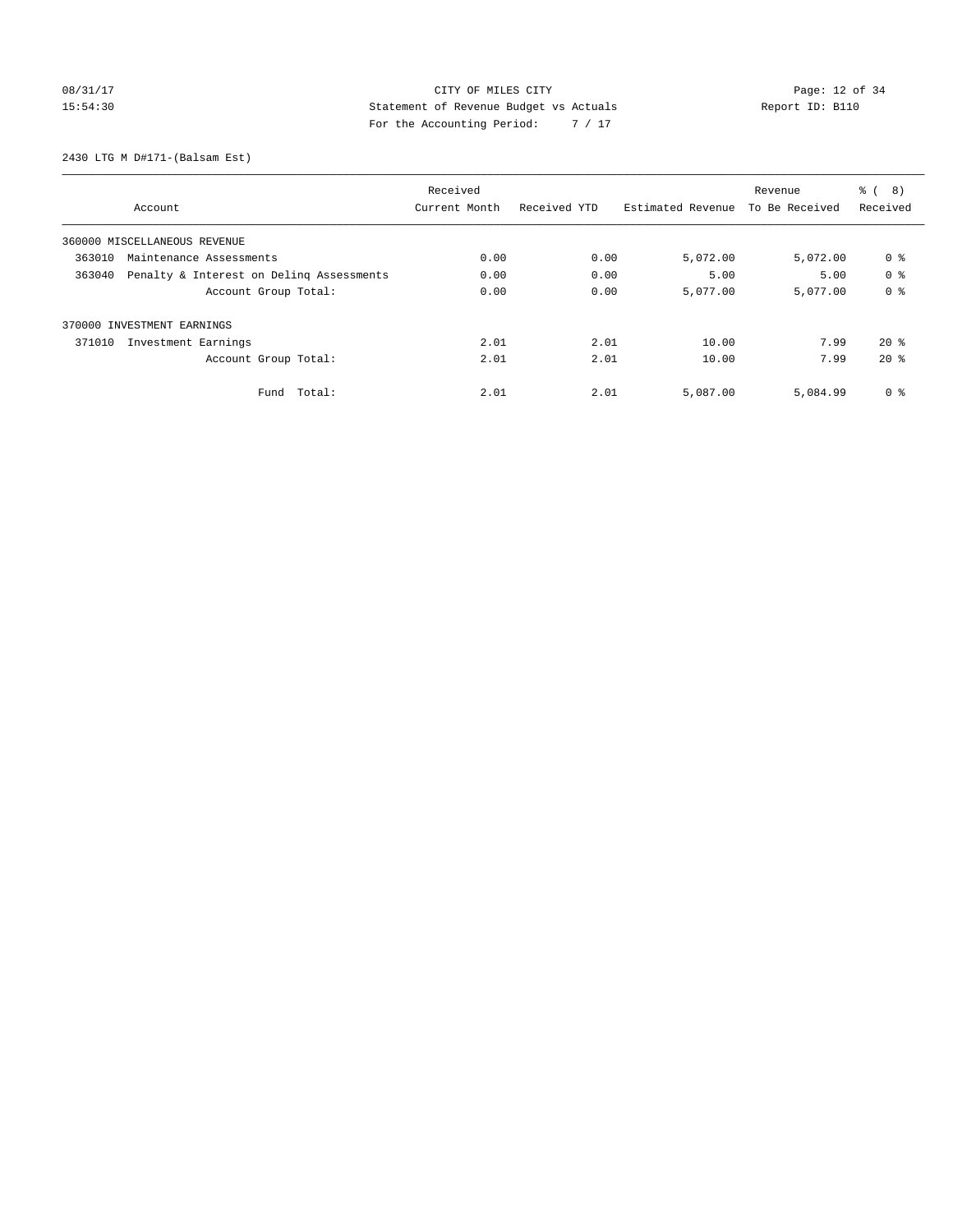CITY OF MILES CITY
Statement of Revenue Budget vs Actuals
For the Accounting Period: 7 / 17

08/31/17
15:54:30

Report ID: B110

2430 LTG M D#171-(Balsam Est)

| Account | Received Current Month | Received YTD | Estimated Revenue | Revenue To Be Received | % ( 8) Received |
|---|---|---|---|---|---|
| 360000 MISCELLANEOUS REVENUE | | | | | |
| 363010 Maintenance Assessments | 0.00 | 0.00 | 5,072.00 | 5,072.00 | 0 % |
| 363040 Penalty & Interest on Delinq Assessments | 0.00 | 0.00 | 5.00 | 5.00 | 0 % |
| Account Group Total: | 0.00 | 0.00 | 5,077.00 | 5,077.00 | 0 % |
| 370000 INVESTMENT EARNINGS | | | | | |
| 371010 Investment Earnings | 2.01 | 2.01 | 10.00 | 7.99 | 20 % |
| Account Group Total: | 2.01 | 2.01 | 10.00 | 7.99 | 20 % |
| Fund Total: | 2.01 | 2.01 | 5,087.00 | 5,084.99 | 0 % |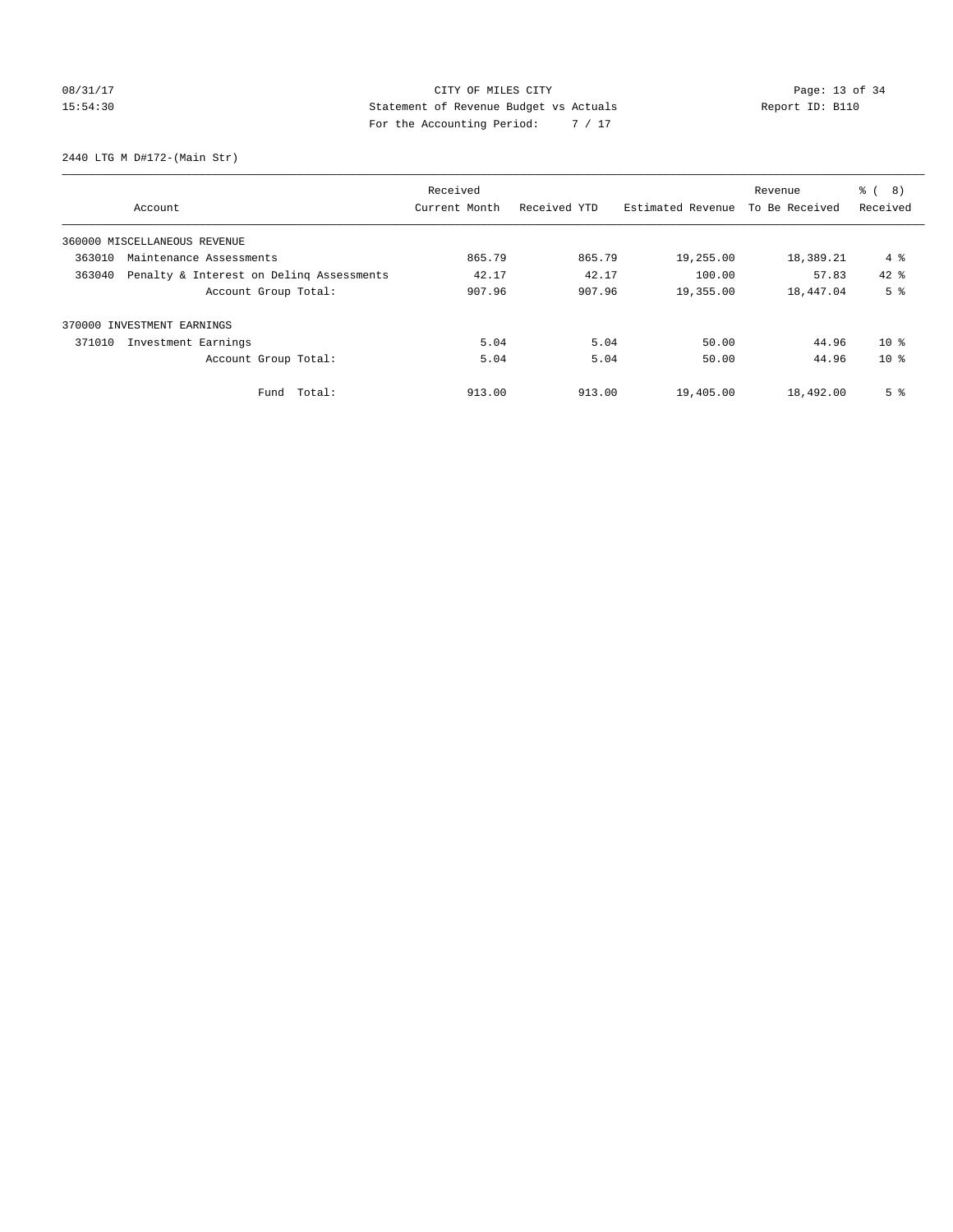CITY OF MILES CITY
Statement of Revenue Budget vs Actuals
For the Accounting Period: 7 / 17

08/31/17
15:54:30

Report ID: B110

2440 LTG M D#172-(Main Str)

| Account | Received Current Month | Received YTD | Estimated Revenue | Revenue To Be Received | % ( 8) Received |
|---|---|---|---|---|---|
| 360000 MISCELLANEOUS REVENUE | | | | | |
| 363010 Maintenance Assessments | 865.79 | 865.79 | 19,255.00 | 18,389.21 | 4 % |
| 363040 Penalty & Interest on Delinq Assessments | 42.17 | 42.17 | 100.00 | 57.83 | 42 % |
| Account Group Total: | 907.96 | 907.96 | 19,355.00 | 18,447.04 | 5 % |
| 370000 INVESTMENT EARNINGS | | | | | |
| 371010 Investment Earnings | 5.04 | 5.04 | 50.00 | 44.96 | 10 % |
| Account Group Total: | 5.04 | 5.04 | 50.00 | 44.96 | 10 % |
| Fund Total: | 913.00 | 913.00 | 19,405.00 | 18,492.00 | 5 % |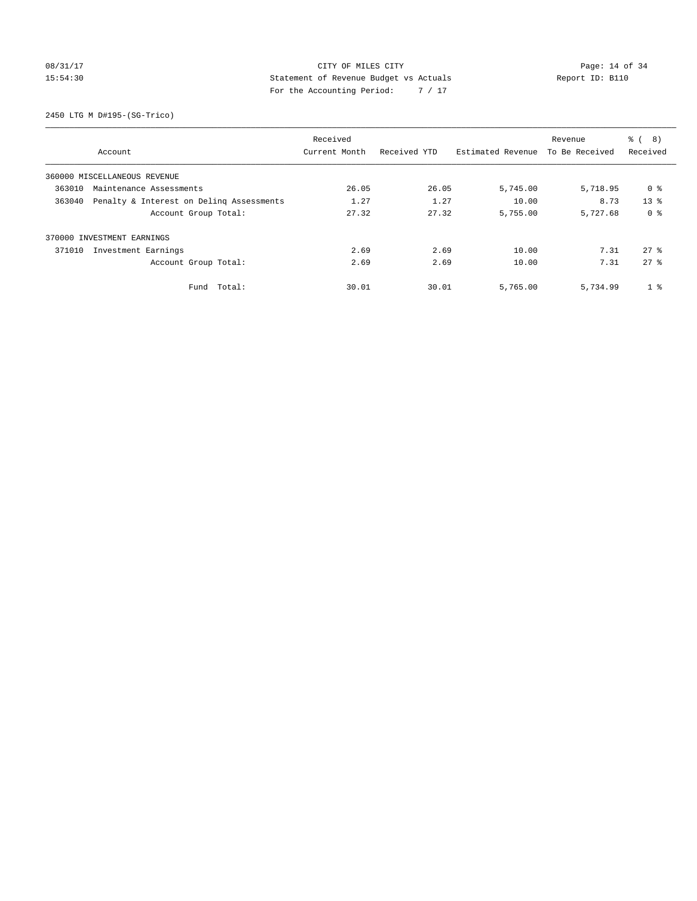CITY OF MILES CITY
Statement of Revenue Budget vs Actuals
For the Accounting Period: 7 / 17

08/31/17
15:54:30

Report ID: B110

2450 LTG M D#195-(SG-Trico)

| Account | Received Current Month | Received YTD | Estimated Revenue | Revenue To Be Received | % ( 8) Received |
|---|---|---|---|---|---|
| 360000 MISCELLANEOUS REVENUE | | | | | |
| 363010 Maintenance Assessments | 26.05 | 26.05 | 5,745.00 | 5,718.95 | 0 % |
| 363040 Penalty & Interest on Delinq Assessments | 1.27 | 1.27 | 10.00 | 8.73 | 13 % |
| Account Group Total: | 27.32 | 27.32 | 5,755.00 | 5,727.68 | 0 % |
| 370000 INVESTMENT EARNINGS | | | | | |
| 371010 Investment Earnings | 2.69 | 2.69 | 10.00 | 7.31 | 27 % |
| Account Group Total: | 2.69 | 2.69 | 10.00 | 7.31 | 27 % |
| Fund Total: | 30.01 | 30.01 | 5,765.00 | 5,734.99 | 1 % |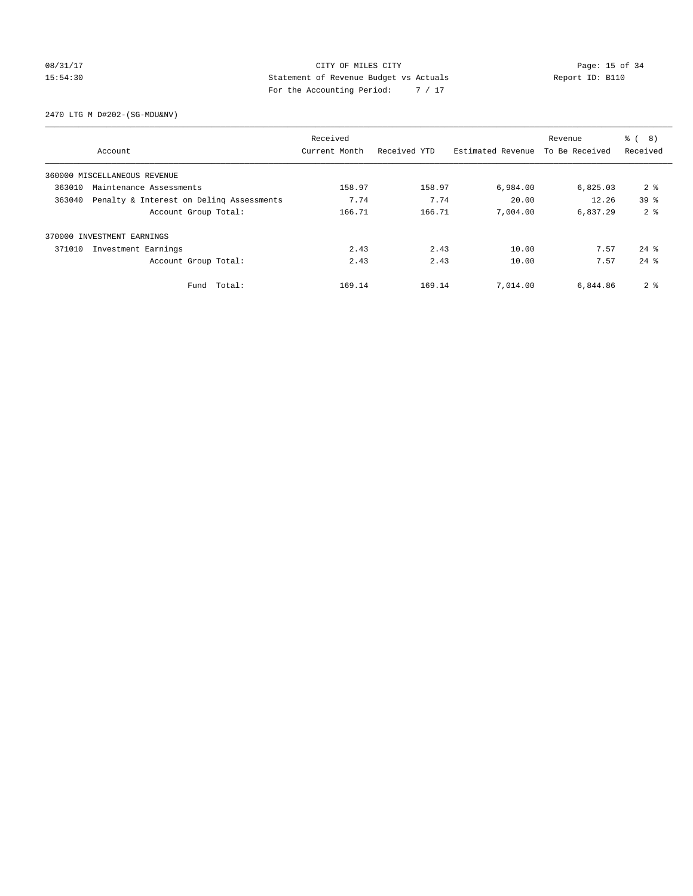CITY OF MILES CITY
Statement of Revenue Budget vs Actuals
For the Accounting Period: 7 / 17

08/31/17
15:54:30

Report ID: B110

2470 LTG M D#202-(SG-MDU&NV)

| Account | Received Current Month | Received YTD | Estimated Revenue | Revenue To Be Received | % ( 8) Received |
|---|---|---|---|---|---|
| 360000 MISCELLANEOUS REVENUE | | | | | |
| 363010 Maintenance Assessments | 158.97 | 158.97 | 6,984.00 | 6,825.03 | 2 % |
| 363040 Penalty & Interest on Delinq Assessments | 7.74 | 7.74 | 20.00 | 12.26 | 39 % |
| Account Group Total: | 166.71 | 166.71 | 7,004.00 | 6,837.29 | 2 % |
| 370000 INVESTMENT EARNINGS | | | | | |
| 371010 Investment Earnings | 2.43 | 2.43 | 10.00 | 7.57 | 24 % |
| Account Group Total: | 2.43 | 2.43 | 10.00 | 7.57 | 24 % |
| Fund Total: | 169.14 | 169.14 | 7,014.00 | 6,844.86 | 2 % |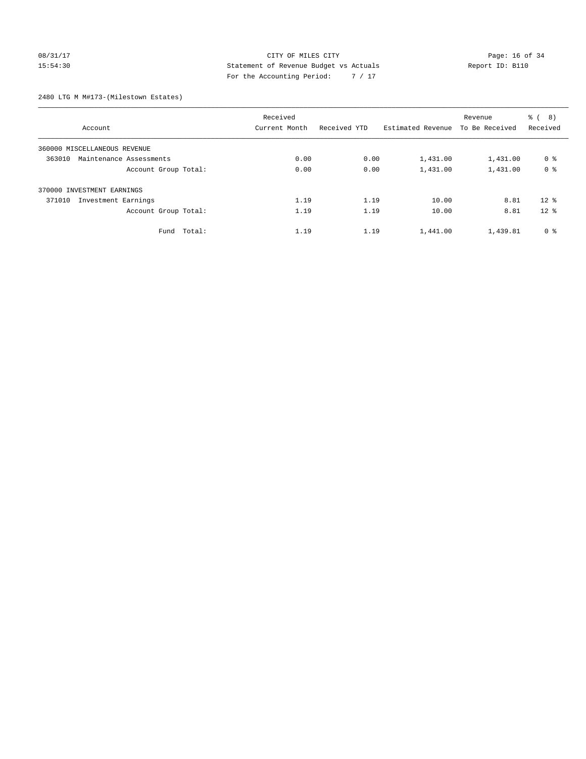CITY OF MILES CITY
Statement of Revenue Budget vs Actuals
For the Accounting Period: 7 / 17

08/31/17
15:54:30

Report ID: B110

2480 LTG M M#173-(Milestown Estates)

| Account | Received Current Month | Received YTD | Estimated Revenue | Revenue To Be Received | % ( 8) Received |
|---|---|---|---|---|---|
| 360000 MISCELLANEOUS REVENUE | | | | | |
| 363010 Maintenance Assessments | 0.00 | 0.00 | 1,431.00 | 1,431.00 | 0 % |
| Account Group Total: | 0.00 | 0.00 | 1,431.00 | 1,431.00 | 0 % |
| 370000 INVESTMENT EARNINGS | | | | | |
| 371010 Investment Earnings | 1.19 | 1.19 | 10.00 | 8.81 | 12 % |
| Account Group Total: | 1.19 | 1.19 | 10.00 | 8.81 | 12 % |
| Fund Total: | 1.19 | 1.19 | 1,441.00 | 1,439.81 | 0 % |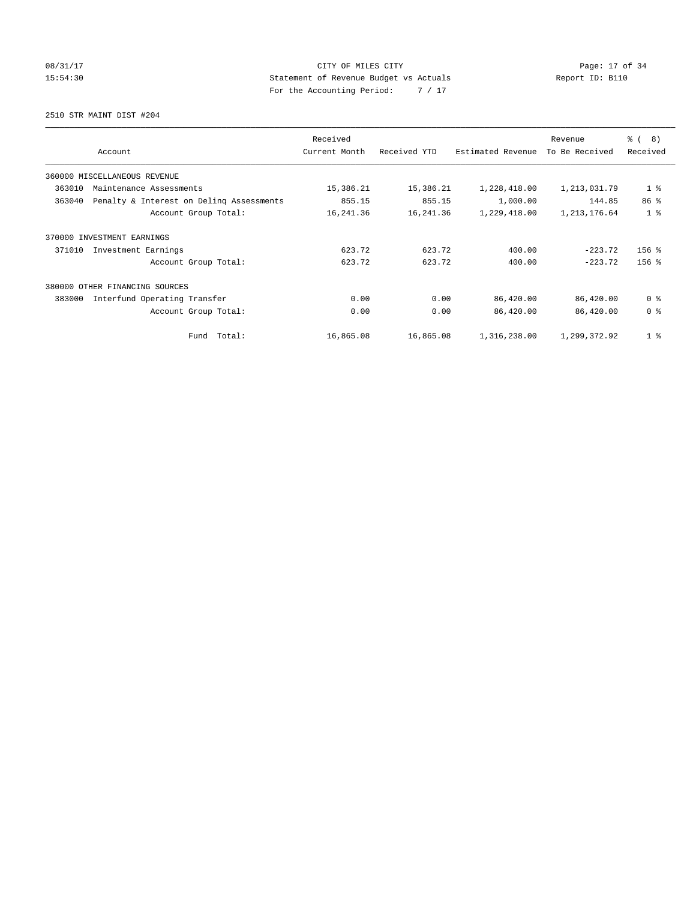CITY OF MILES CITY
Statement of Revenue Budget vs Actuals
For the Accounting Period: 7 / 17

08/31/17
15:54:30

Report ID: B110

2510 STR MAINT DIST #204

| Account | Received Current Month | Received YTD | Estimated Revenue | Revenue To Be Received | % ( 8) Received |
|---|---|---|---|---|---|
| 360000 MISCELLANEOUS REVENUE | | | | | |
| 363010 Maintenance Assessments | 15,386.21 | 15,386.21 | 1,228,418.00 | 1,213,031.79 | 1 % |
| 363040 Penalty & Interest on Delinq Assessments | 855.15 | 855.15 | 1,000.00 | 144.85 | 86 % |
| Account Group Total: | 16,241.36 | 16,241.36 | 1,229,418.00 | 1,213,176.64 | 1 % |
| 370000 INVESTMENT EARNINGS | | | | | |
| 371010 Investment Earnings | 623.72 | 623.72 | 400.00 | -223.72 | 156 % |
| Account Group Total: | 623.72 | 623.72 | 400.00 | -223.72 | 156 % |
| 380000 OTHER FINANCING SOURCES | | | | | |
| 383000 Interfund Operating Transfer | 0.00 | 0.00 | 86,420.00 | 86,420.00 | 0 % |
| Account Group Total: | 0.00 | 0.00 | 86,420.00 | 86,420.00 | 0 % |
| Fund Total: | 16,865.08 | 16,865.08 | 1,316,238.00 | 1,299,372.92 | 1 % |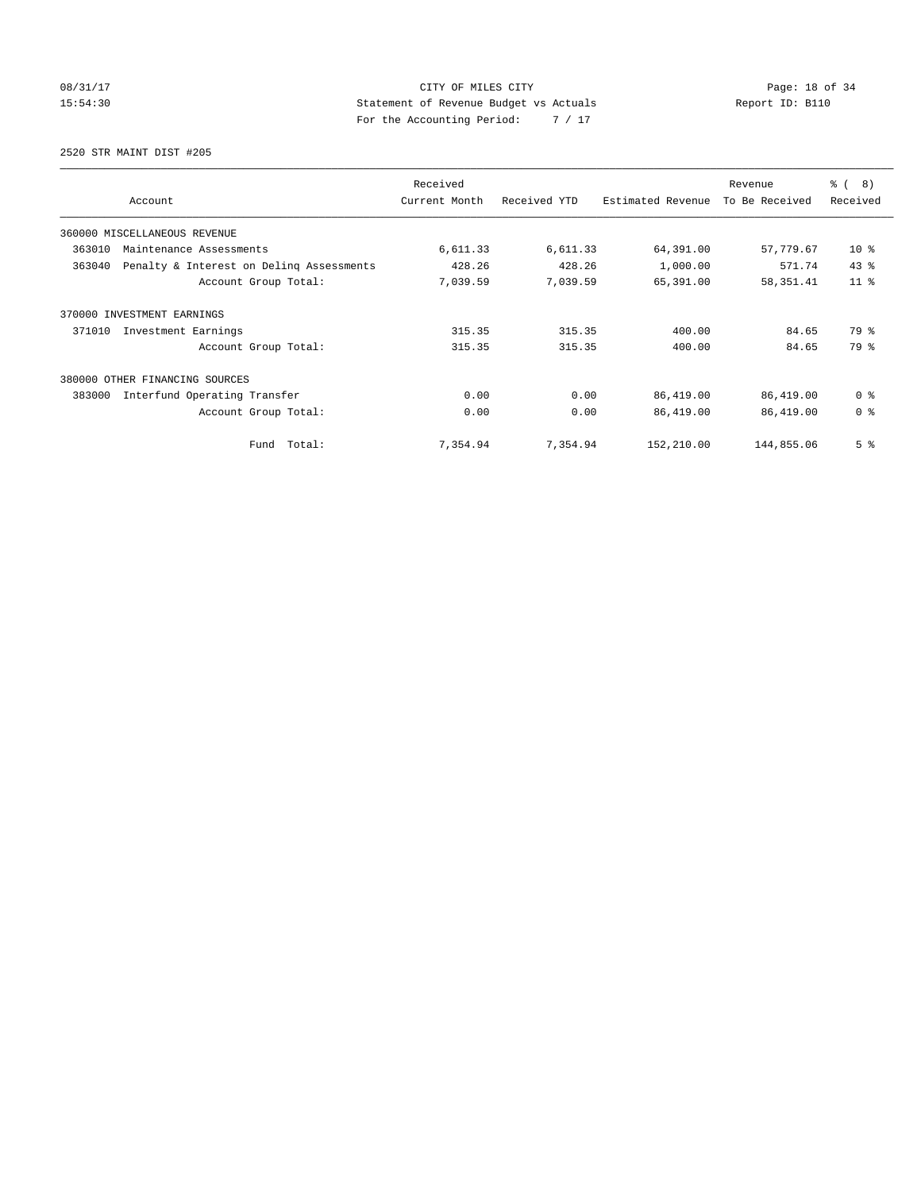CITY OF MILES CITY
Statement of Revenue Budget vs Actuals
For the Accounting Period: 7 / 17

08/31/17
15:54:30

Report ID: B110

2520 STR MAINT DIST #205

| Account | Received Current Month | Received YTD | Estimated Revenue | Revenue To Be Received | % ( 8) Received |
|---|---|---|---|---|---|
| 360000 MISCELLANEOUS REVENUE | | | | | |
| 363010 Maintenance Assessments | 6,611.33 | 6,611.33 | 64,391.00 | 57,779.67 | 10 % |
| 363040 Penalty & Interest on Delinq Assessments | 428.26 | 428.26 | 1,000.00 | 571.74 | 43 % |
| Account Group Total: | 7,039.59 | 7,039.59 | 65,391.00 | 58,351.41 | 11 % |
| 370000 INVESTMENT EARNINGS | | | | | |
| 371010 Investment Earnings | 315.35 | 315.35 | 400.00 | 84.65 | 79 % |
| Account Group Total: | 315.35 | 315.35 | 400.00 | 84.65 | 79 % |
| 380000 OTHER FINANCING SOURCES | | | | | |
| 383000 Interfund Operating Transfer | 0.00 | 0.00 | 86,419.00 | 86,419.00 | 0 % |
| Account Group Total: | 0.00 | 0.00 | 86,419.00 | 86,419.00 | 0 % |
| Fund Total: | 7,354.94 | 7,354.94 | 152,210.00 | 144,855.06 | 5 % |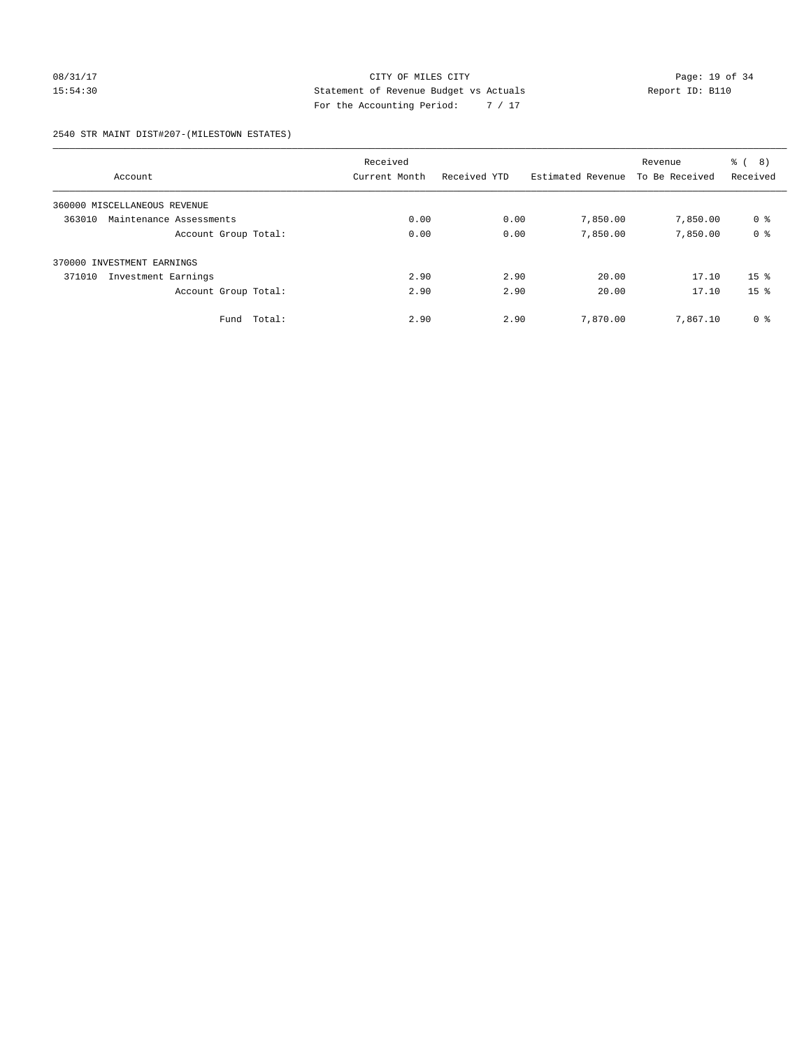CITY OF MILES CITY

Statement of Revenue Budget vs Actuals

For the Accounting Period: 7 / 17

08/31/17 15:54:30 Report ID: B110

2540 STR MAINT DIST#207-(MILESTOWN ESTATES)

| Account | Received Current Month | Received YTD | Estimated Revenue | Revenue To Be Received | % ( 8) Received |
|---|---|---|---|---|---|
| 360000 MISCELLANEOUS REVENUE | | | | | |
| 363010 Maintenance Assessments | 0.00 | 0.00 | 7,850.00 | 7,850.00 | 0 % |
| Account Group Total: | 0.00 | 0.00 | 7,850.00 | 7,850.00 | 0 % |
| 370000 INVESTMENT EARNINGS | | | | | |
| 371010 Investment Earnings | 2.90 | 2.90 | 20.00 | 17.10 | 15 % |
| Account Group Total: | 2.90 | 2.90 | 20.00 | 17.10 | 15 % |
| Fund Total: | 2.90 | 2.90 | 7,870.00 | 7,867.10 | 0 % |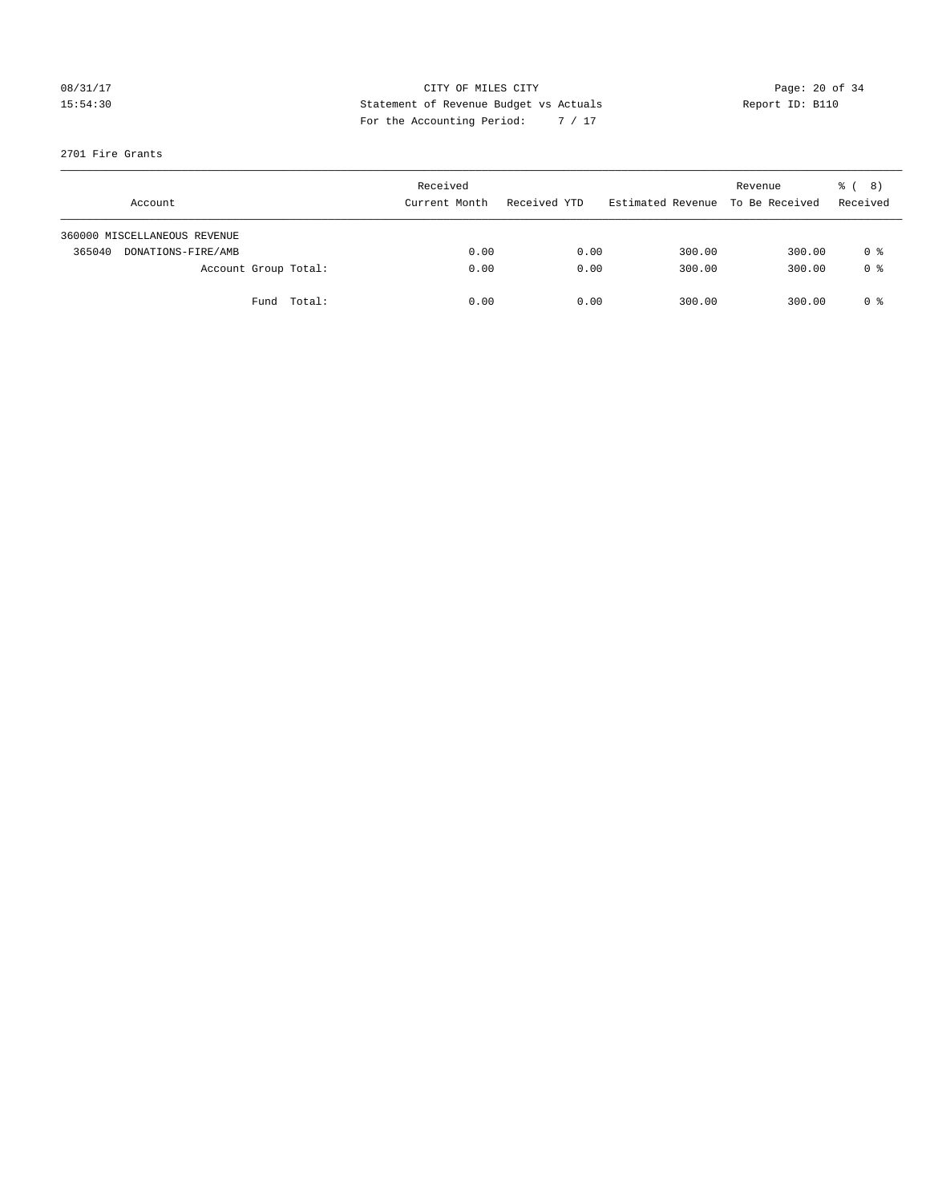CITY OF MILES CITY

Statement of Revenue Budget vs Actuals

For the Accounting Period: 7 / 17

2701 Fire Grants

| Account | Received Current Month | Received YTD | Estimated Revenue | Revenue To Be Received | % ( 8) Received |
|---|---|---|---|---|---|
| 360000 MISCELLANEOUS REVENUE | | | | | |
| 365040 DONATIONS-FIRE/AMB | 0.00 | 0.00 | 300.00 | 300.00 | 0 % |
| Account Group Total: | 0.00 | 0.00 | 300.00 | 300.00 | 0 % |
| Fund Total: | 0.00 | 0.00 | 300.00 | 300.00 | 0 % |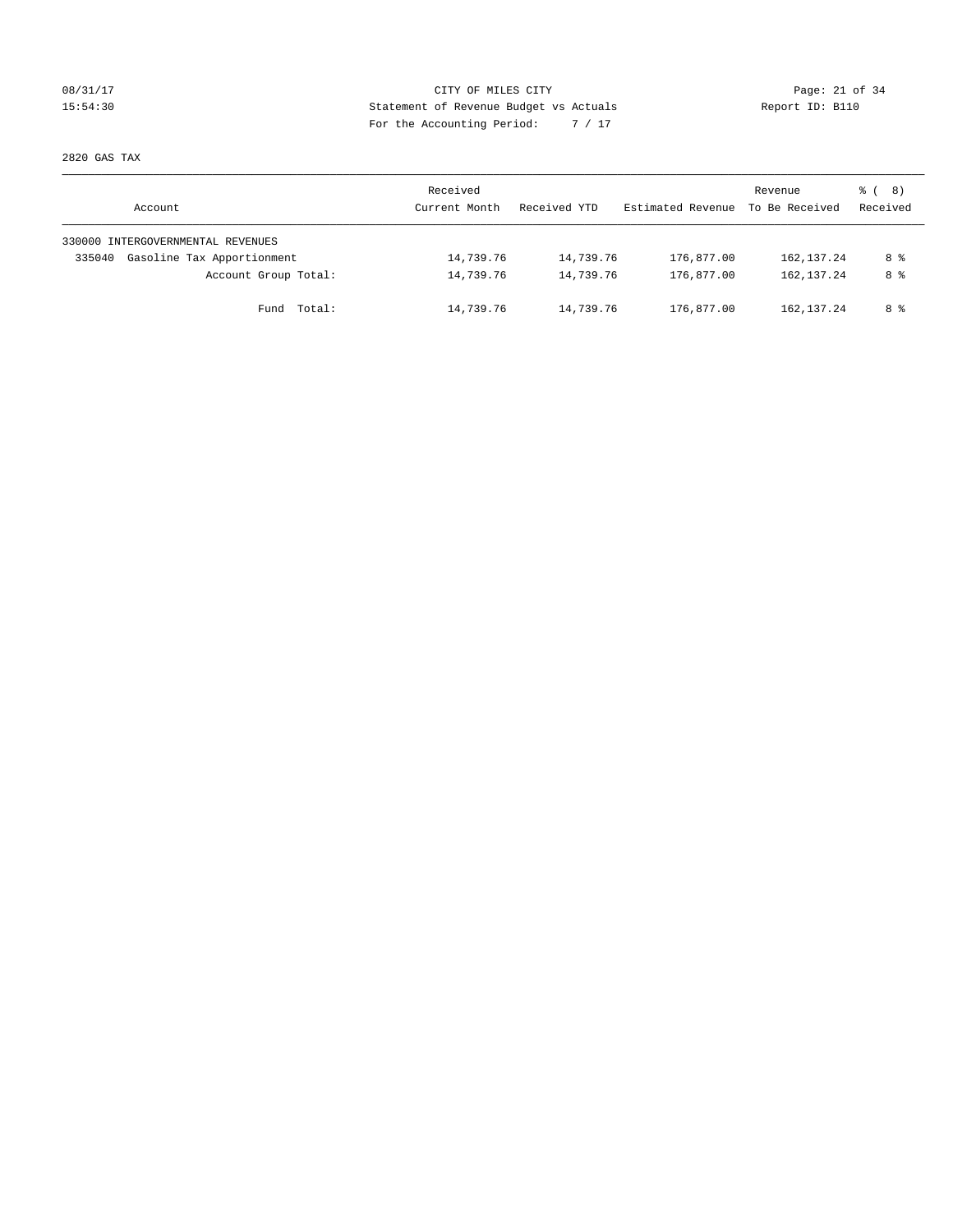CITY OF MILES CITY
Statement of Revenue Budget vs Actuals
For the Accounting Period: 7 / 17

08/31/17
15:54:30

Report ID: B110

2820 GAS TAX

| Account | Received Current Month | Received YTD | Estimated Revenue | Revenue To Be Received | % ( 8) Received |
|---|---|---|---|---|---|
| 330000 INTERGOVERNMENTAL REVENUES | | | | | |
| 335040 Gasoline Tax Apportionment | 14,739.76 | 14,739.76 | 176,877.00 | 162,137.24 | 8 % |
| Account Group Total: | 14,739.76 | 14,739.76 | 176,877.00 | 162,137.24 | 8 % |
| Fund Total: | 14,739.76 | 14,739.76 | 176,877.00 | 162,137.24 | 8 % |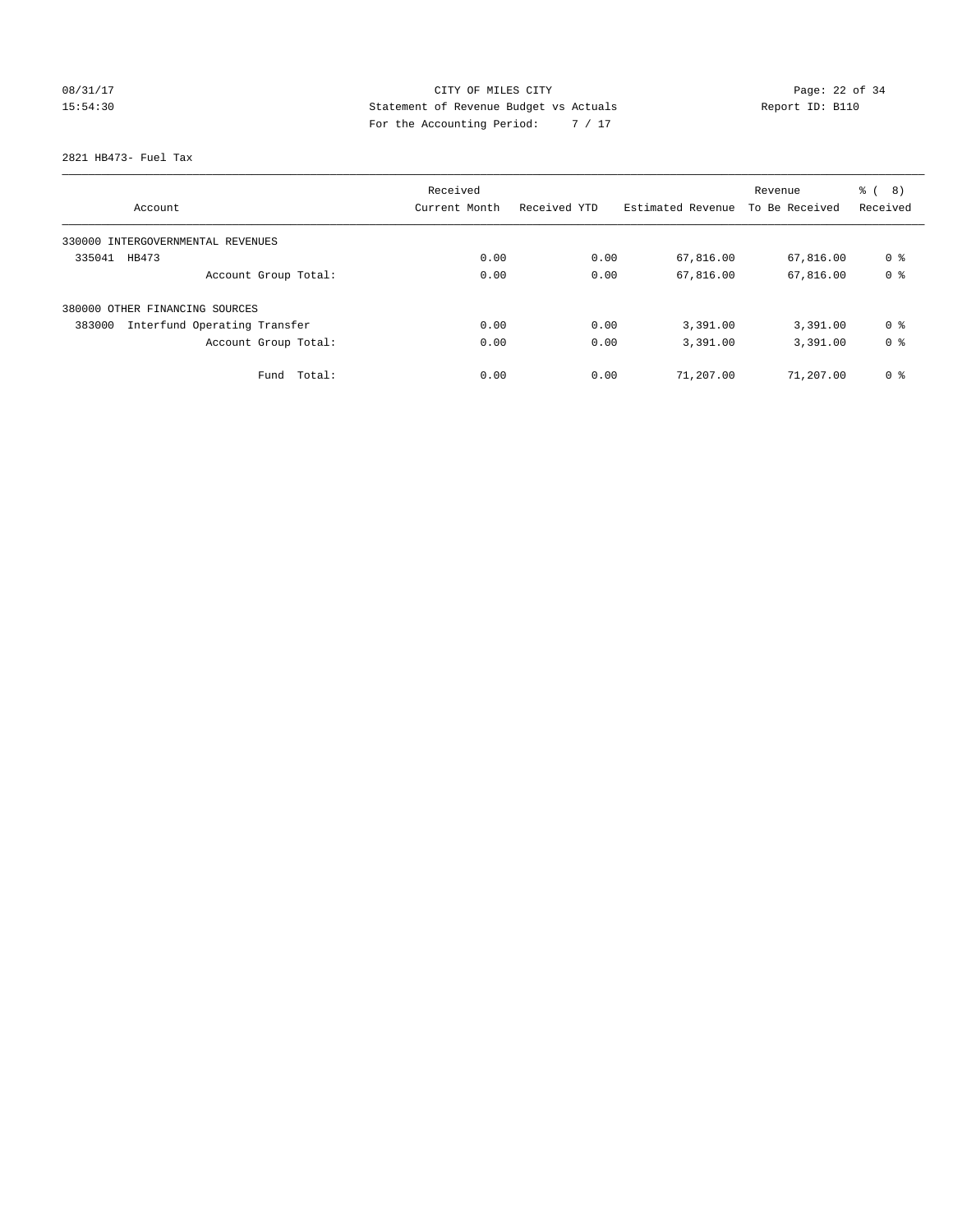CITY OF MILES CITY
Statement of Revenue Budget vs Actuals
For the Accounting Period: 7 / 17

08/31/17
15:54:30

Report ID: B110

2821 HB473- Fuel Tax

| Account | Received Current Month | Received YTD | Estimated Revenue | Revenue To Be Received | % ( 8) Received |
|---|---|---|---|---|---|
| 330000 INTERGOVERNMENTAL REVENUES | | | | | |
| 335041 HB473 | 0.00 | 0.00 | 67,816.00 | 67,816.00 | 0 % |
| Account Group Total: | 0.00 | 0.00 | 67,816.00 | 67,816.00 | 0 % |
| 380000 OTHER FINANCING SOURCES | | | | | |
| 383000 Interfund Operating Transfer | 0.00 | 0.00 | 3,391.00 | 3,391.00 | 0 % |
| Account Group Total: | 0.00 | 0.00 | 3,391.00 | 3,391.00 | 0 % |
| Fund Total: | 0.00 | 0.00 | 71,207.00 | 71,207.00 | 0 % |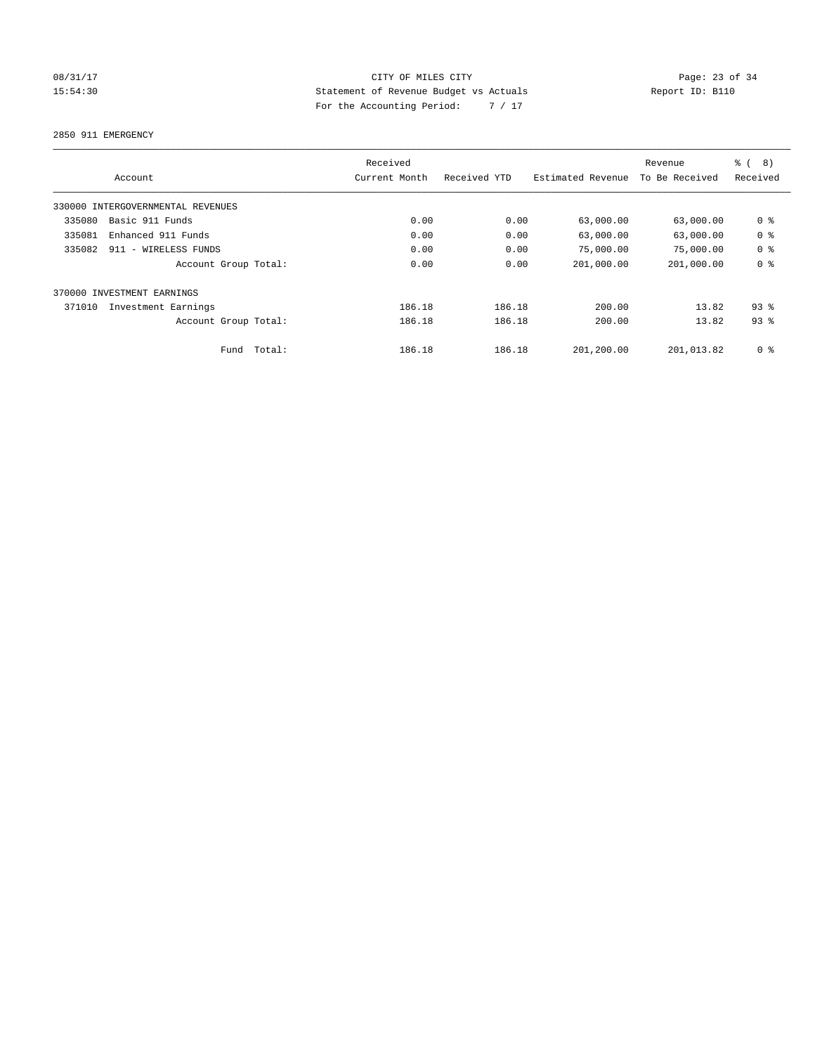CITY OF MILES CITY

Statement of Revenue Budget vs Actuals

For the Accounting Period: 7 / 17

08/31/17 15:54:30 Report ID: B110

2850 911 EMERGENCY

| Account | Received Current Month | Received YTD | Estimated Revenue | Revenue To Be Received | % ( 8) Received |
|---|---|---|---|---|---|
| 330000 INTERGOVERNMENTAL REVENUES | | | | | |
| 335080 Basic 911 Funds | 0.00 | 0.00 | 63,000.00 | 63,000.00 | 0 % |
| 335081 Enhanced 911 Funds | 0.00 | 0.00 | 63,000.00 | 63,000.00 | 0 % |
| 335082 911 - WIRELESS FUNDS | 0.00 | 0.00 | 75,000.00 | 75,000.00 | 0 % |
| Account Group Total: | 0.00 | 0.00 | 201,000.00 | 201,000.00 | 0 % |
| 370000 INVESTMENT EARNINGS | | | | | |
| 371010 Investment Earnings | 186.18 | 186.18 | 200.00 | 13.82 | 93 % |
| Account Group Total: | 186.18 | 186.18 | 200.00 | 13.82 | 93 % |
| Fund Total: | 186.18 | 186.18 | 201,200.00 | 201,013.82 | 0 % |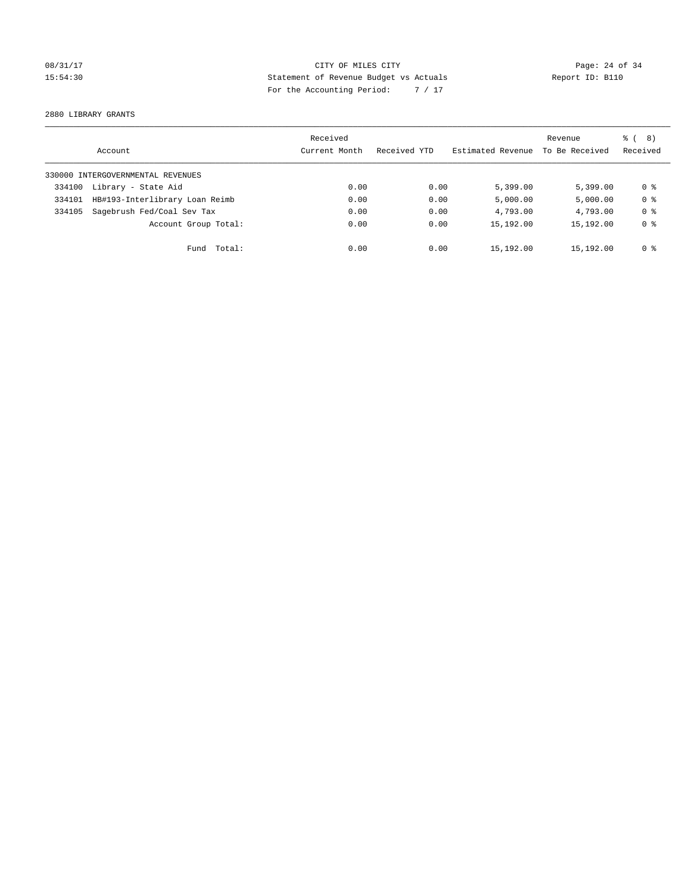CITY OF MILES CITY
Statement of Revenue Budget vs Actuals
For the Accounting Period: 7 / 17

08/31/17
15:54:30

Report ID: B110

2880 LIBRARY GRANTS

| Account | Received Current Month | Received YTD | Estimated Revenue | Revenue To Be Received | % ( 8) Received |
|---|---|---|---|---|---|
| 330000 INTERGOVERNMENTAL REVENUES | | | | | |
| 334100 Library - State Aid | 0.00 | 0.00 | 5,399.00 | 5,399.00 | 0 % |
| 334101 HB#193-Interlibrary Loan Reimb | 0.00 | 0.00 | 5,000.00 | 5,000.00 | 0 % |
| 334105 Sagebrush Fed/Coal Sev Tax | 0.00 | 0.00 | 4,793.00 | 4,793.00 | 0 % |
| Account Group Total: | 0.00 | 0.00 | 15,192.00 | 15,192.00 | 0 % |
| Fund Total: | 0.00 | 0.00 | 15,192.00 | 15,192.00 | 0 % |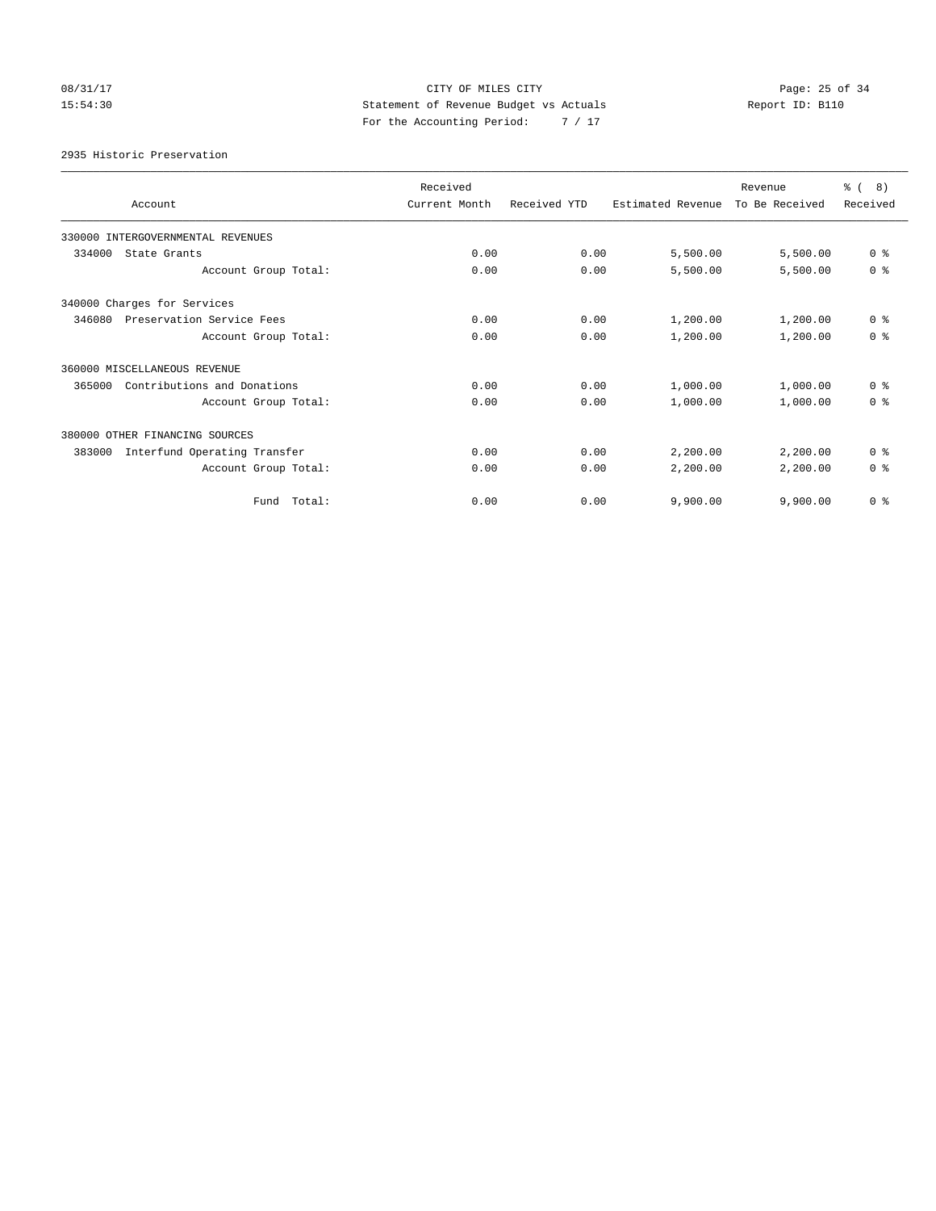CITY OF MILES CITY

Statement of Revenue Budget vs Actuals

For the Accounting Period: 7 / 17

08/31/17 15:54:30 Report ID: B110

2935 Historic Preservation

| Account | Received Current Month | Received YTD | Estimated Revenue | Revenue To Be Received | % ( 8) Received |
|---|---|---|---|---|---|
| 330000 INTERGOVERNMENTAL REVENUES | | | | | |
| 334000 State Grants | 0.00 | 0.00 | 5,500.00 | 5,500.00 | 0 % |
| Account Group Total: | 0.00 | 0.00 | 5,500.00 | 5,500.00 | 0 % |
| 340000 Charges for Services | | | | | |
| 346080 Preservation Service Fees | 0.00 | 0.00 | 1,200.00 | 1,200.00 | 0 % |
| Account Group Total: | 0.00 | 0.00 | 1,200.00 | 1,200.00 | 0 % |
| 360000 MISCELLANEOUS REVENUE | | | | | |
| 365000 Contributions and Donations | 0.00 | 0.00 | 1,000.00 | 1,000.00 | 0 % |
| Account Group Total: | 0.00 | 0.00 | 1,000.00 | 1,000.00 | 0 % |
| 380000 OTHER FINANCING SOURCES | | | | | |
| 383000 Interfund Operating Transfer | 0.00 | 0.00 | 2,200.00 | 2,200.00 | 0 % |
| Account Group Total: | 0.00 | 0.00 | 2,200.00 | 2,200.00 | 0 % |
| Fund Total: | 0.00 | 0.00 | 9,900.00 | 9,900.00 | 0 % |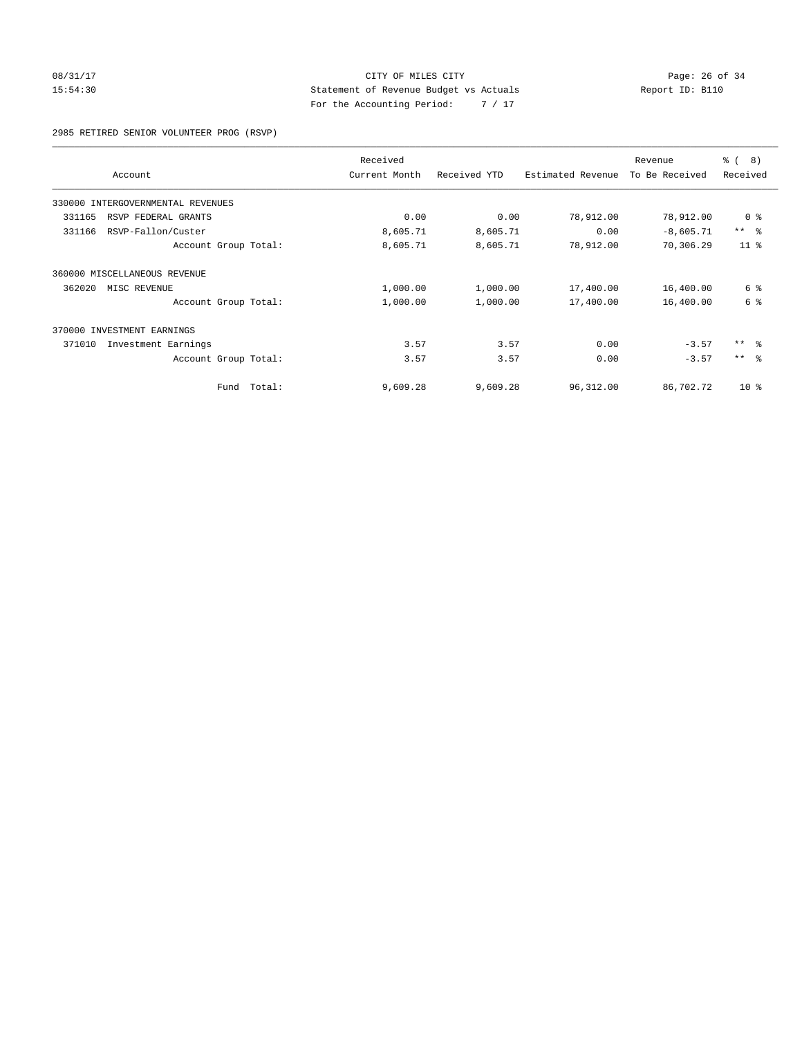CITY OF MILES CITY
Statement of Revenue Budget vs Actuals
For the Accounting Period: 7 / 17

08/31/17
15:54:30

Report ID: B110

2985 RETIRED SENIOR VOLUNTEER PROG (RSVP)

| Account | Received Current Month | Received YTD | Estimated Revenue | Revenue To Be Received | % ( 8) Received |
|---|---|---|---|---|---|
| 330000 INTERGOVERNMENTAL REVENUES | | | | | |
| 331165 RSVP FEDERAL GRANTS | 0.00 | 0.00 | 78,912.00 | 78,912.00 | 0 % |
| 331166 RSVP-Fallon/Custer | 8,605.71 | 8,605.71 | 0.00 | -8,605.71 | ** % |
| Account Group Total: | 8,605.71 | 8,605.71 | 78,912.00 | 70,306.29 | 11 % |
| 360000 MISCELLANEOUS REVENUE | | | | | |
| 362020 MISC REVENUE | 1,000.00 | 1,000.00 | 17,400.00 | 16,400.00 | 6 % |
| Account Group Total: | 1,000.00 | 1,000.00 | 17,400.00 | 16,400.00 | 6 % |
| 370000 INVESTMENT EARNINGS | | | | | |
| 371010 Investment Earnings | 3.57 | 3.57 | 0.00 | -3.57 | ** % |
| Account Group Total: | 3.57 | 3.57 | 0.00 | -3.57 | ** % |
| Fund Total: | 9,609.28 | 9,609.28 | 96,312.00 | 86,702.72 | 10 % |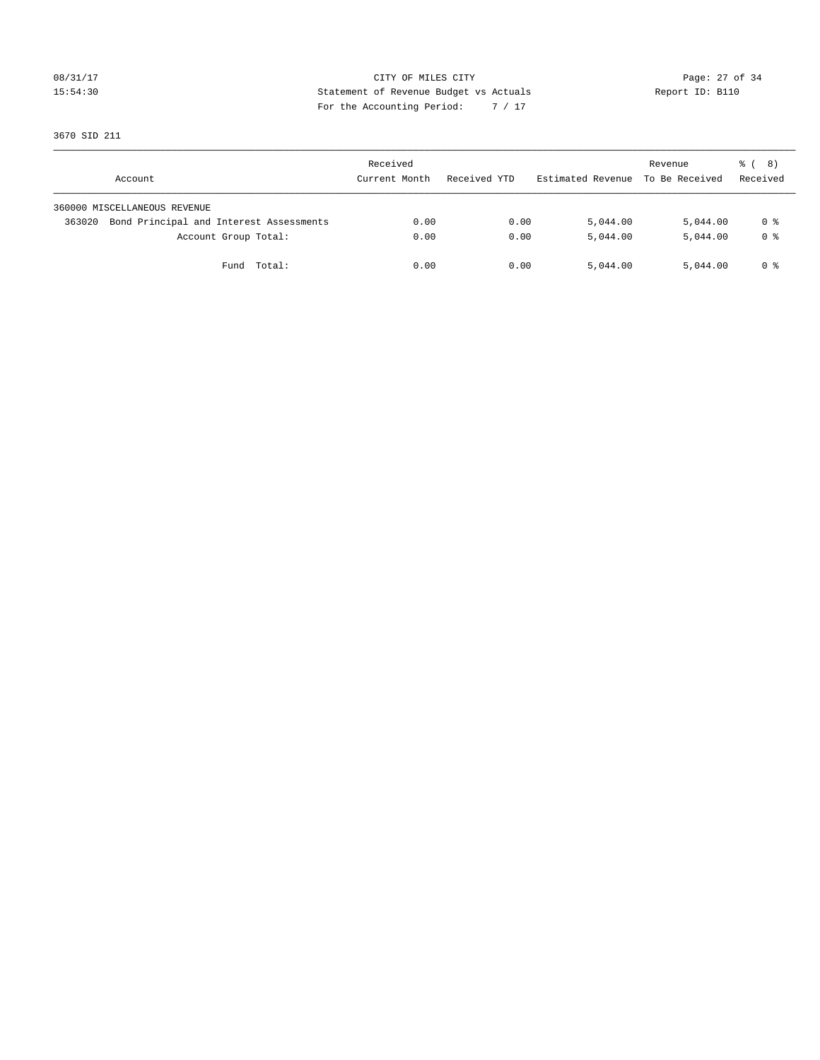CITY OF MILES CITY

Statement of Revenue Budget vs Actuals

For the Accounting Period: 7 / 17

08/31/17 15:54:30

Report ID: B110

3670 SID 211

| Account | Received Current Month | Received YTD | Estimated Revenue | Revenue To Be Received | % ( 8) Received |
|---|---|---|---|---|---|
| 360000 MISCELLANEOUS REVENUE | | | | | |
| 363020 Bond Principal and Interest Assessments | 0.00 | 0.00 | 5,044.00 | 5,044.00 | 0 % |
| Account Group Total: | 0.00 | 0.00 | 5,044.00 | 5,044.00 | 0 % |
| Fund Total: | 0.00 | 0.00 | 5,044.00 | 5,044.00 | 0 % |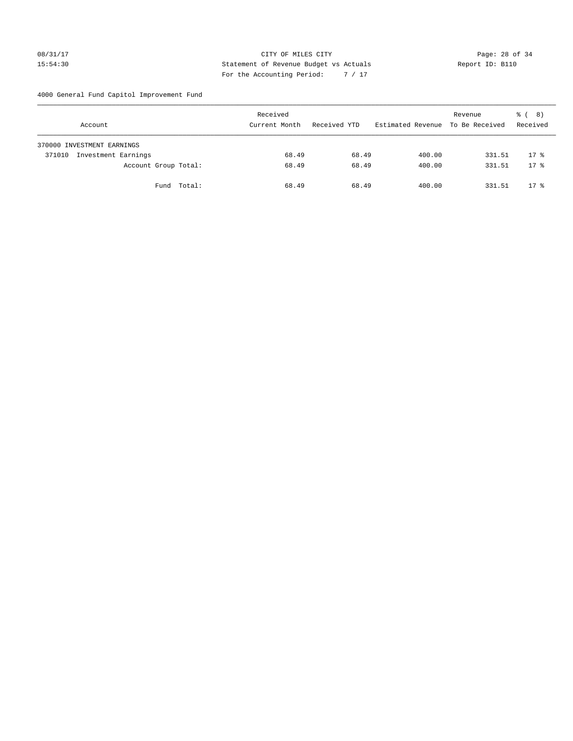CITY OF MILES CITY
Statement of Revenue Budget vs Actuals
For the Accounting Period: 7 / 17

08/31/17
15:54:30

Report ID: B110

4000 General Fund Capitol Improvement Fund

| Account | Received Current Month | Received YTD | Estimated Revenue | Revenue To Be Received | % ( 8) Received |
|---|---|---|---|---|---|
| 370000 INVESTMENT EARNINGS | | | | | |
| 371010 Investment Earnings | 68.49 | 68.49 | 400.00 | 331.51 | 17 % |
| Account Group Total: | 68.49 | 68.49 | 400.00 | 331.51 | 17 % |
| Fund Total: | 68.49 | 68.49 | 400.00 | 331.51 | 17 % |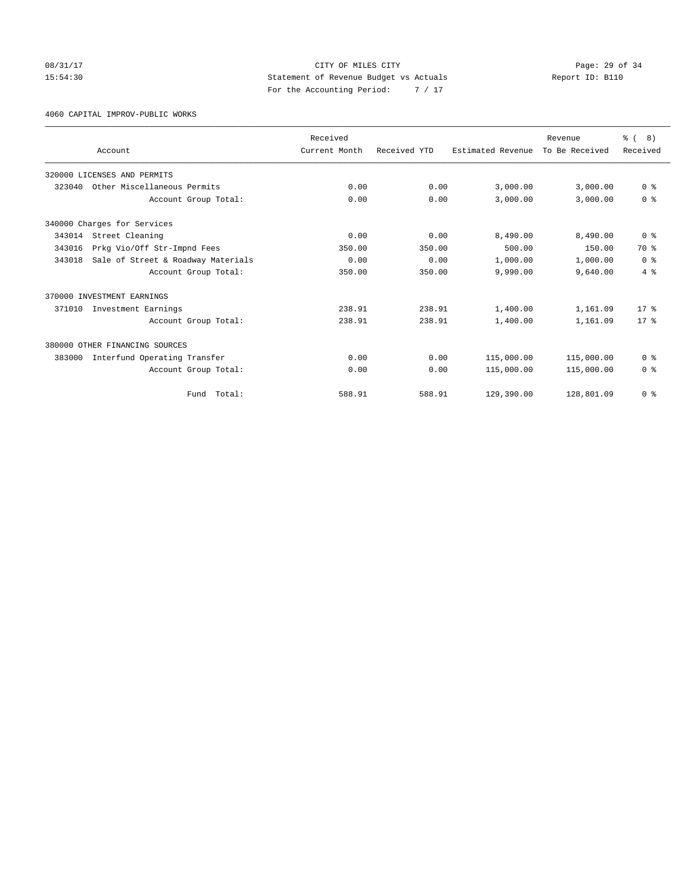CITY OF MILES CITY

Statement of Revenue Budget vs Actuals

For the Accounting Period: 7 / 17

08/31/17 15:54:30 — Report ID: B110

4060 CAPITAL IMPROV-PUBLIC WORKS

| Account | Received Current Month | Received YTD | Estimated Revenue | Revenue To Be Received | % ( 8) Received |
|---|---|---|---|---|---|
| 320000 LICENSES AND PERMITS | | | | | |
| 323040 Other Miscellaneous Permits | 0.00 | 0.00 | 3,000.00 | 3,000.00 | 0 % |
| Account Group Total: | 0.00 | 0.00 | 3,000.00 | 3,000.00 | 0 % |
| 340000 Charges for Services | | | | | |
| 343014 Street Cleaning | 0.00 | 0.00 | 8,490.00 | 8,490.00 | 0 % |
| 343016 Prkg Vio/Off Str-Impnd Fees | 350.00 | 350.00 | 500.00 | 150.00 | 70 % |
| 343018 Sale of Street & Roadway Materials | 0.00 | 0.00 | 1,000.00 | 1,000.00 | 0 % |
| Account Group Total: | 350.00 | 350.00 | 9,990.00 | 9,640.00 | 4 % |
| 370000 INVESTMENT EARNINGS | | | | | |
| 371010 Investment Earnings | 238.91 | 238.91 | 1,400.00 | 1,161.09 | 17 % |
| Account Group Total: | 238.91 | 238.91 | 1,400.00 | 1,161.09 | 17 % |
| 380000 OTHER FINANCING SOURCES | | | | | |
| 383000 Interfund Operating Transfer | 0.00 | 0.00 | 115,000.00 | 115,000.00 | 0 % |
| Account Group Total: | 0.00 | 0.00 | 115,000.00 | 115,000.00 | 0 % |
| Fund Total: | 588.91 | 588.91 | 129,390.00 | 128,801.09 | 0 % |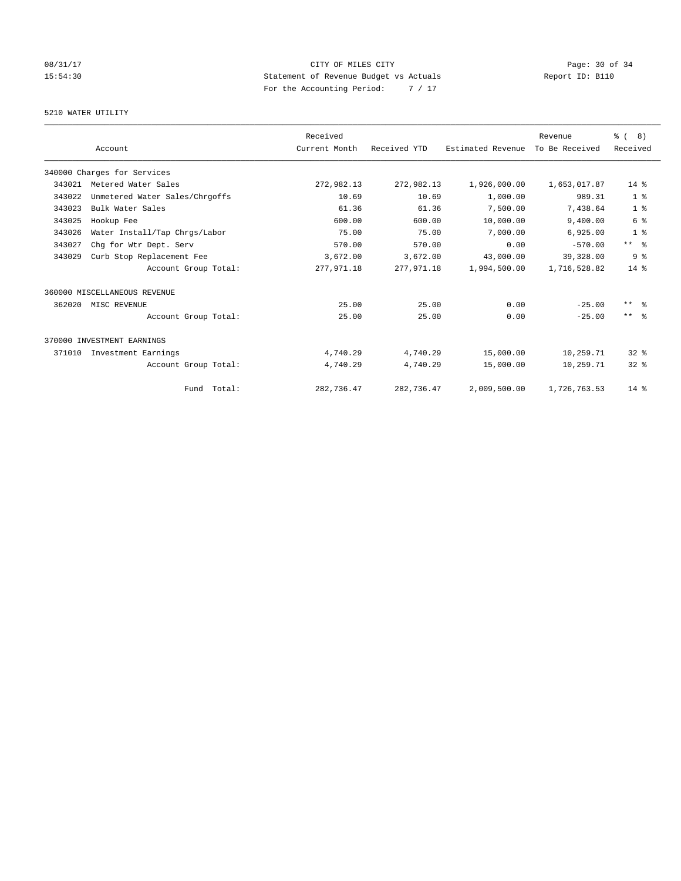CITY OF MILES CITY
Statement of Revenue Budget vs Actuals
For the Accounting Period: 7 / 17

08/31/17
15:54:30

Report ID: B110

5210 WATER UTILITY

| Account | | Received Current Month | Received YTD | Estimated Revenue | Revenue To Be Received | % ( 8) Received |
|---|---|---|---|---|---|---|
| 340000 Charges for Services | | | | | | |
| 343021 | Metered Water Sales | 272,982.13 | 272,982.13 | 1,926,000.00 | 1,653,017.87 | 14 % |
| 343022 | Unmetered Water Sales/Chrgoffs | 10.69 | 10.69 | 1,000.00 | 989.31 | 1 % |
| 343023 | Bulk Water Sales | 61.36 | 61.36 | 7,500.00 | 7,438.64 | 1 % |
| 343025 | Hookup Fee | 600.00 | 600.00 | 10,000.00 | 9,400.00 | 6 % |
| 343026 | Water Install/Tap Chrgs/Labor | 75.00 | 75.00 | 7,000.00 | 6,925.00 | 1 % |
| 343027 | Chg for Wtr Dept. Serv | 570.00 | 570.00 | 0.00 | -570.00 | ** % |
| 343029 | Curb Stop Replacement Fee | 3,672.00 | 3,672.00 | 43,000.00 | 39,328.00 | 9 % |
| | Account Group Total: | 277,971.18 | 277,971.18 | 1,994,500.00 | 1,716,528.82 | 14 % |
| 360000 MISCELLANEOUS REVENUE | | | | | | |
| 362020 | MISC REVENUE | 25.00 | 25.00 | 0.00 | -25.00 | ** % |
| | Account Group Total: | 25.00 | 25.00 | 0.00 | -25.00 | ** % |
| 370000 INVESTMENT EARNINGS | | | | | | |
| 371010 | Investment Earnings | 4,740.29 | 4,740.29 | 15,000.00 | 10,259.71 | 32 % |
| | Account Group Total: | 4,740.29 | 4,740.29 | 15,000.00 | 10,259.71 | 32 % |
| | Fund Total: | 282,736.47 | 282,736.47 | 2,009,500.00 | 1,726,763.53 | 14 % |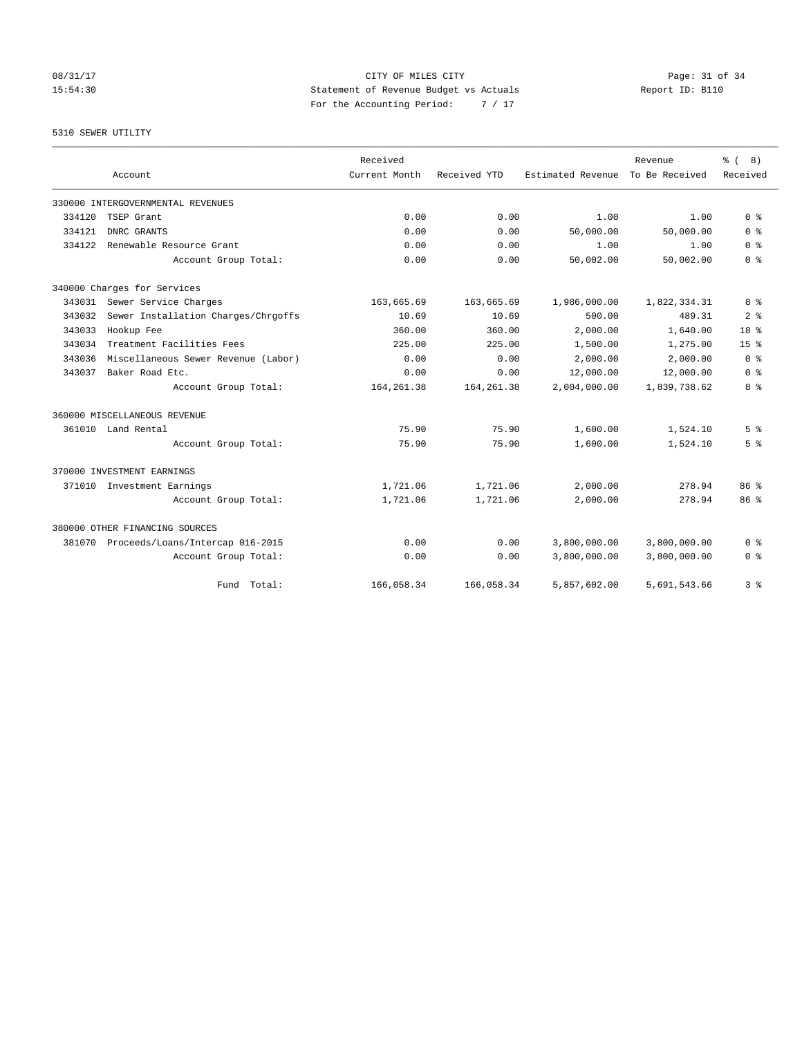CITY OF MILES CITY

Statement of Revenue Budget vs Actuals

For the Accounting Period: 7 / 17

08/31/17 15:54:30 Report ID: B110

5310 SEWER UTILITY

| Account | Received Current Month | Received YTD | Estimated Revenue | Revenue To Be Received | % ( 8) Received |
|---|---|---|---|---|---|
| 330000 INTERGOVERNMENTAL REVENUES | | | | | |
| 334120 TSEP Grant | 0.00 | 0.00 | 1.00 | 1.00 | 0 % |
| 334121 DNRC GRANTS | 0.00 | 0.00 | 50,000.00 | 50,000.00 | 0 % |
| 334122 Renewable Resource Grant | 0.00 | 0.00 | 1.00 | 1.00 | 0 % |
| Account Group Total: | 0.00 | 0.00 | 50,002.00 | 50,002.00 | 0 % |
| 340000 Charges for Services | | | | | |
| 343031 Sewer Service Charges | 163,665.69 | 163,665.69 | 1,986,000.00 | 1,822,334.31 | 8 % |
| 343032 Sewer Installation Charges/Chrgoffs | 10.69 | 10.69 | 500.00 | 489.31 | 2 % |
| 343033 Hookup Fee | 360.00 | 360.00 | 2,000.00 | 1,640.00 | 18 % |
| 343034 Treatment Facilities Fees | 225.00 | 225.00 | 1,500.00 | 1,275.00 | 15 % |
| 343036 Miscellaneous Sewer Revenue (Labor) | 0.00 | 0.00 | 2,000.00 | 2,000.00 | 0 % |
| 343037 Baker Road Etc. | 0.00 | 0.00 | 12,000.00 | 12,000.00 | 0 % |
| Account Group Total: | 164,261.38 | 164,261.38 | 2,004,000.00 | 1,839,738.62 | 8 % |
| 360000 MISCELLANEOUS REVENUE | | | | | |
| 361010 Land Rental | 75.90 | 75.90 | 1,600.00 | 1,524.10 | 5 % |
| Account Group Total: | 75.90 | 75.90 | 1,600.00 | 1,524.10 | 5 % |
| 370000 INVESTMENT EARNINGS | | | | | |
| 371010 Investment Earnings | 1,721.06 | 1,721.06 | 2,000.00 | 278.94 | 86 % |
| Account Group Total: | 1,721.06 | 1,721.06 | 2,000.00 | 278.94 | 86 % |
| 380000 OTHER FINANCING SOURCES | | | | | |
| 381070 Proceeds/Loans/Intercap 016-2015 | 0.00 | 0.00 | 3,800,000.00 | 3,800,000.00 | 0 % |
| Account Group Total: | 0.00 | 0.00 | 3,800,000.00 | 3,800,000.00 | 0 % |
| Fund Total: | 166,058.34 | 166,058.34 | 5,857,602.00 | 5,691,543.66 | 3 % |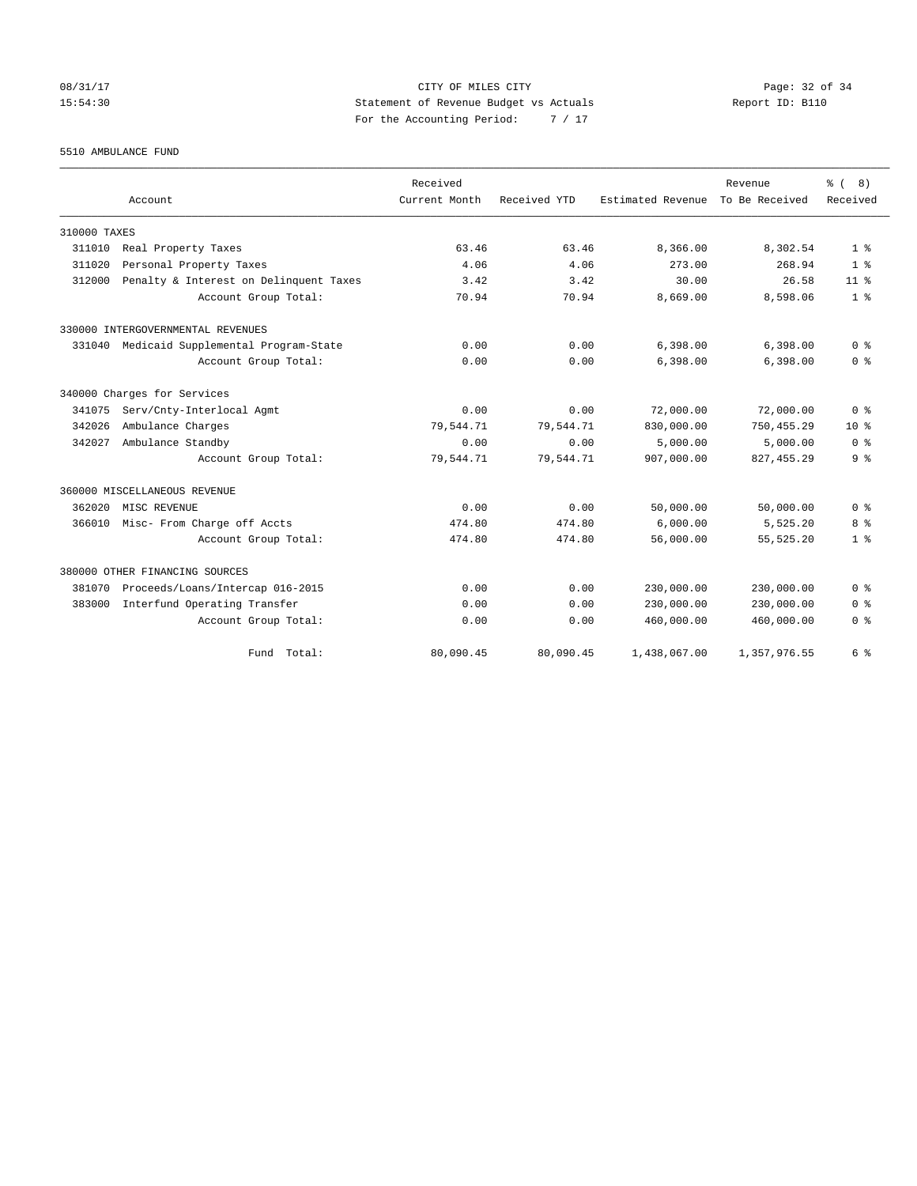CITY OF MILES CITY

Statement of Revenue Budget vs Actuals

For the Accounting Period: 7 / 17

08/31/17 15:54:30 Report ID: B110

5510 AMBULANCE FUND

| Account | Received Current Month | Received YTD | Estimated Revenue | Revenue To Be Received | % ( 8) Received |
|---|---|---|---|---|---|
| 310000 TAXES | | | | | |
| 311010 Real Property Taxes | 63.46 | 63.46 | 8,366.00 | 8,302.54 | 1 % |
| 311020 Personal Property Taxes | 4.06 | 4.06 | 273.00 | 268.94 | 1 % |
| 312000 Penalty & Interest on Delinquent Taxes | 3.42 | 3.42 | 30.00 | 26.58 | 11 % |
| Account Group Total: | 70.94 | 70.94 | 8,669.00 | 8,598.06 | 1 % |
| 330000 INTERGOVERNMENTAL REVENUES | | | | | |
| 331040 Medicaid Supplemental Program-State | 0.00 | 0.00 | 6,398.00 | 6,398.00 | 0 % |
| Account Group Total: | 0.00 | 0.00 | 6,398.00 | 6,398.00 | 0 % |
| 340000 Charges for Services | | | | | |
| 341075 Serv/Cnty-Interlocal Agmt | 0.00 | 0.00 | 72,000.00 | 72,000.00 | 0 % |
| 342026 Ambulance Charges | 79,544.71 | 79,544.71 | 830,000.00 | 750,455.29 | 10 % |
| 342027 Ambulance Standby | 0.00 | 0.00 | 5,000.00 | 5,000.00 | 0 % |
| Account Group Total: | 79,544.71 | 79,544.71 | 907,000.00 | 827,455.29 | 9 % |
| 360000 MISCELLANEOUS REVENUE | | | | | |
| 362020 MISC REVENUE | 0.00 | 0.00 | 50,000.00 | 50,000.00 | 0 % |
| 366010 Misc- From Charge off Accts | 474.80 | 474.80 | 6,000.00 | 5,525.20 | 8 % |
| Account Group Total: | 474.80 | 474.80 | 56,000.00 | 55,525.20 | 1 % |
| 380000 OTHER FINANCING SOURCES | | | | | |
| 381070 Proceeds/Loans/Intercap 016-2015 | 0.00 | 0.00 | 230,000.00 | 230,000.00 | 0 % |
| 383000 Interfund Operating Transfer | 0.00 | 0.00 | 230,000.00 | 230,000.00 | 0 % |
| Account Group Total: | 0.00 | 0.00 | 460,000.00 | 460,000.00 | 0 % |
| Fund Total: | 80,090.45 | 80,090.45 | 1,438,067.00 | 1,357,976.55 | 6 % |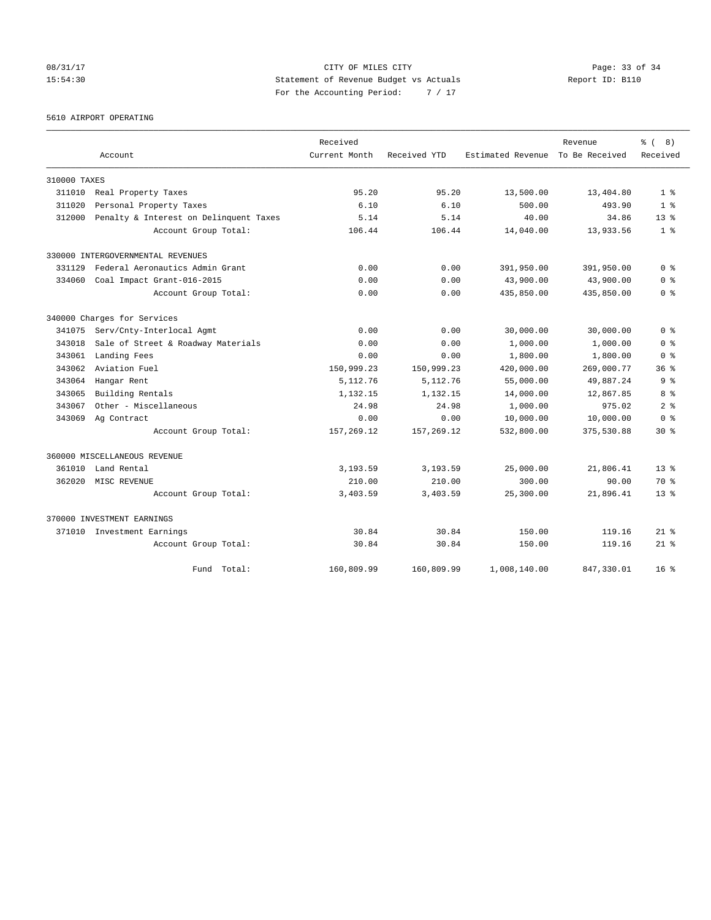08/31/17 CITY OF MILES CITY
15:54:30 Statement of Revenue Budget vs Actuals Report ID: B110
For the Accounting Period: 7 / 17

5610 AIRPORT OPERATING

| Account | | Received Current Month | Received YTD | Estimated Revenue | Revenue To Be Received | % ( 8) Received |
|---|---|---|---|---|---|---|
| 310000 TAXES | | | | | | |
| 311010 | Real Property Taxes | 95.20 | 95.20 | 13,500.00 | 13,404.80 | 1 % |
| 311020 | Personal Property Taxes | 6.10 | 6.10 | 500.00 | 493.90 | 1 % |
| 312000 | Penalty & Interest on Delinquent Taxes | 5.14 | 5.14 | 40.00 | 34.86 | 13 % |
| | Account Group Total: | 106.44 | 106.44 | 14,040.00 | 13,933.56 | 1 % |
| 330000 INTERGOVERNMENTAL REVENUES | | | | | | |
| 331129 | Federal Aeronautics Admin Grant | 0.00 | 0.00 | 391,950.00 | 391,950.00 | 0 % |
| 334060 | Coal Impact Grant-016-2015 | 0.00 | 0.00 | 43,900.00 | 43,900.00 | 0 % |
| | Account Group Total: | 0.00 | 0.00 | 435,850.00 | 435,850.00 | 0 % |
| 340000 Charges for Services | | | | | | |
| 341075 | Serv/Cnty-Interlocal Agmt | 0.00 | 0.00 | 30,000.00 | 30,000.00 | 0 % |
| 343018 | Sale of Street & Roadway Materials | 0.00 | 0.00 | 1,000.00 | 1,000.00 | 0 % |
| 343061 | Landing Fees | 0.00 | 0.00 | 1,800.00 | 1,800.00 | 0 % |
| 343062 | Aviation Fuel | 150,999.23 | 150,999.23 | 420,000.00 | 269,000.77 | 36 % |
| 343064 | Hangar Rent | 5,112.76 | 5,112.76 | 55,000.00 | 49,887.24 | 9 % |
| 343065 | Building Rentals | 1,132.15 | 1,132.15 | 14,000.00 | 12,867.85 | 8 % |
| 343067 | Other - Miscellaneous | 24.98 | 24.98 | 1,000.00 | 975.02 | 2 % |
| 343069 | Ag Contract | 0.00 | 0.00 | 10,000.00 | 10,000.00 | 0 % |
| | Account Group Total: | 157,269.12 | 157,269.12 | 532,800.00 | 375,530.88 | 30 % |
| 360000 MISCELLANEOUS REVENUE | | | | | | |
| 361010 | Land Rental | 3,193.59 | 3,193.59 | 25,000.00 | 21,806.41 | 13 % |
| 362020 | MISC REVENUE | 210.00 | 210.00 | 300.00 | 90.00 | 70 % |
| | Account Group Total: | 3,403.59 | 3,403.59 | 25,300.00 | 21,896.41 | 13 % |
| 370000 INVESTMENT EARNINGS | | | | | | |
| 371010 | Investment Earnings | 30.84 | 30.84 | 150.00 | 119.16 | 21 % |
| | Account Group Total: | 30.84 | 30.84 | 150.00 | 119.16 | 21 % |
| | Fund Total: | 160,809.99 | 160,809.99 | 1,008,140.00 | 847,330.01 | 16 % |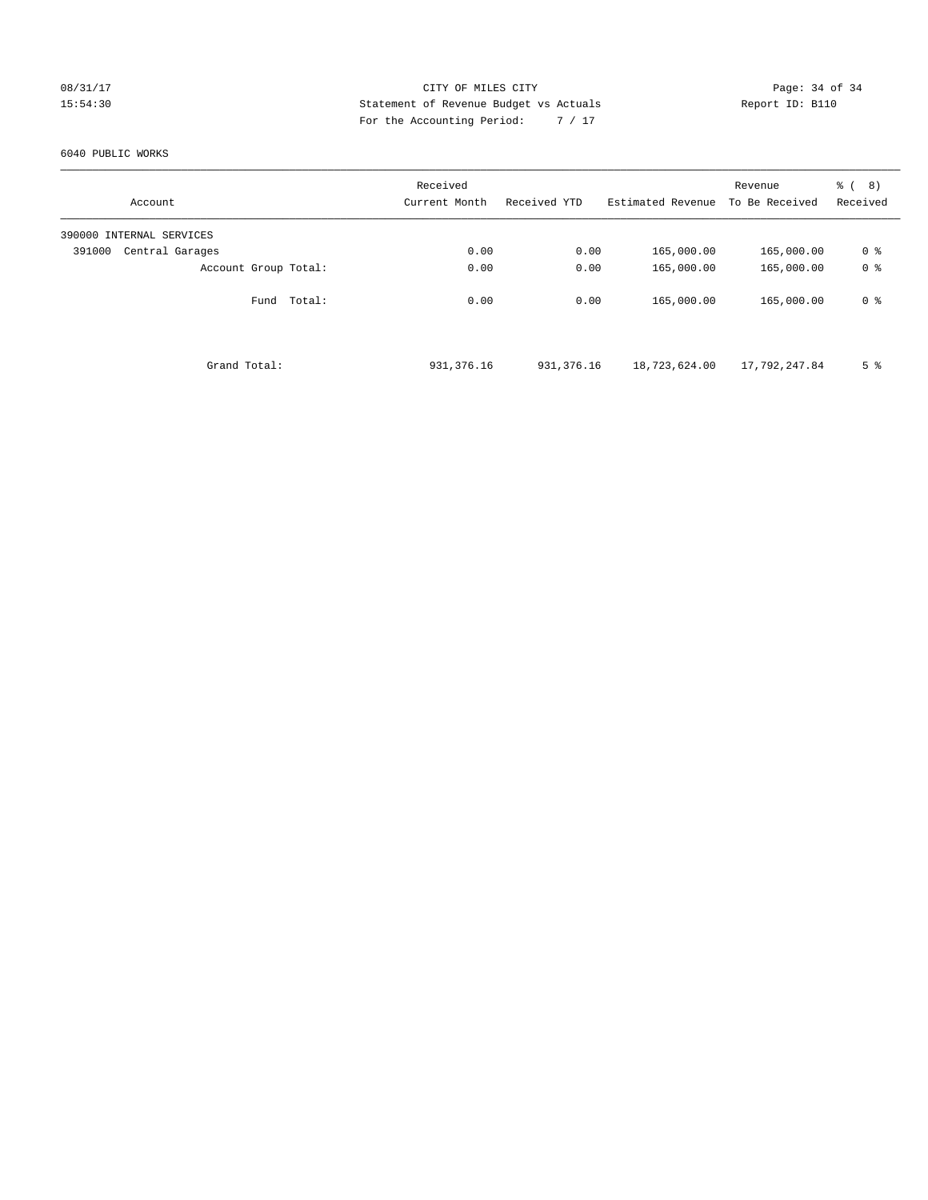CITY OF MILES CITY
Statement of Revenue Budget vs Actuals
For the Accounting Period: 7 / 17

08/31/17
15:54:30

Report ID: B110

6040 PUBLIC WORKS

| Account | Received Current Month | Received YTD | Estimated Revenue | Revenue To Be Received | % ( 8) Received |
|---|---|---|---|---|---|
| 390000 INTERNAL SERVICES | | | | | |
| 391000 Central Garages | 0.00 | 0.00 | 165,000.00 | 165,000.00 | 0 % |
| Account Group Total: | 0.00 | 0.00 | 165,000.00 | 165,000.00 | 0 % |
| Fund Total: | 0.00 | 0.00 | 165,000.00 | 165,000.00 | 0 % |
| Grand Total: | 931,376.16 | 931,376.16 | 18,723,624.00 | 17,792,247.84 | 5 % |